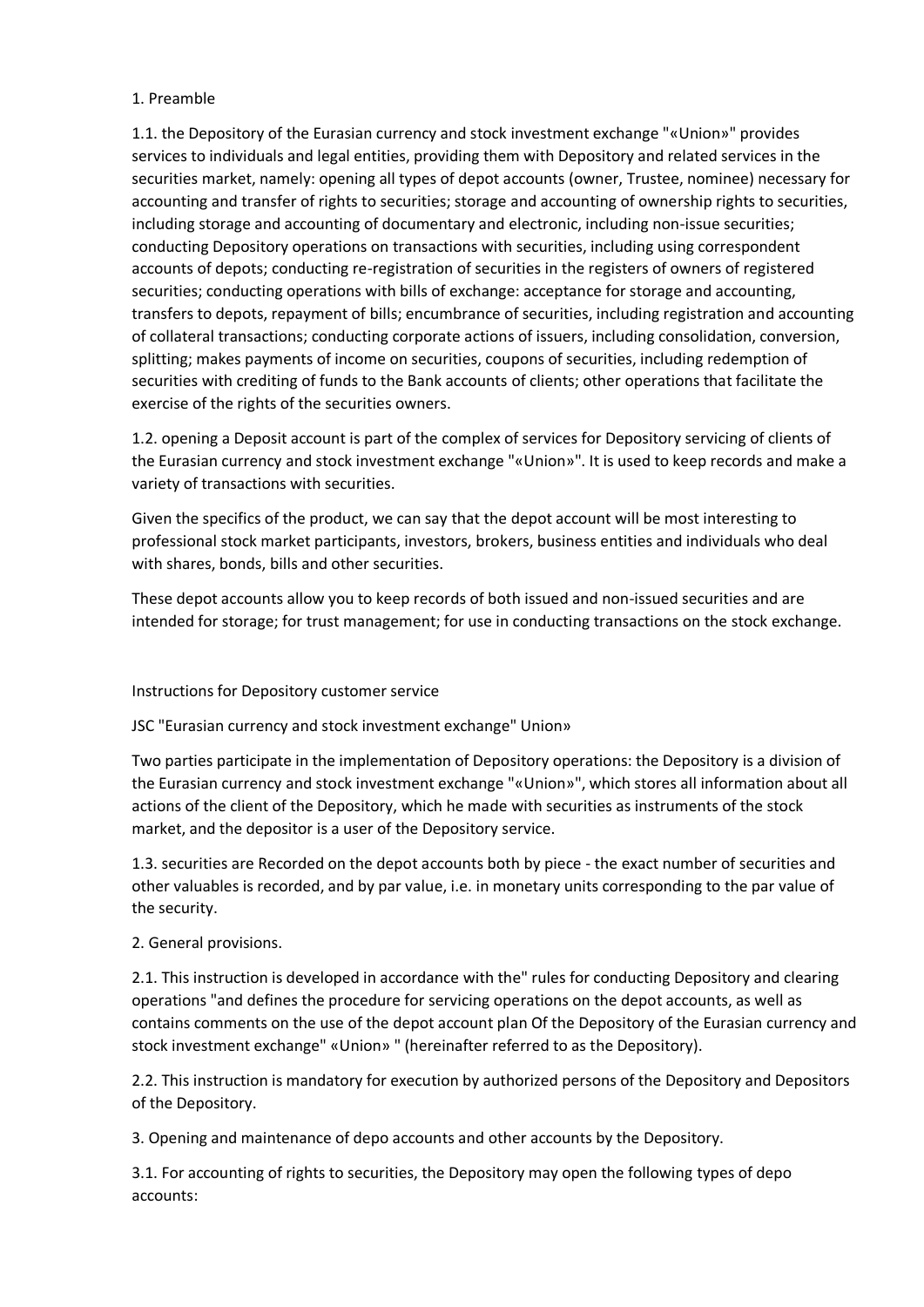1. Preamble

1.1. the Depository of the Eurasian currency and stock investment exchange "«Union»" provides services to individuals and legal entities, providing them with Depository and related services in the securities market, namely: opening all types of depot accounts (owner, Trustee, nominee) necessary for accounting and transfer of rights to securities; storage and accounting of ownership rights to securities, including storage and accounting of documentary and electronic, including non-issue securities; conducting Depository operations on transactions with securities, including using correspondent accounts of depots; conducting re-registration of securities in the registers of owners of registered securities; conducting operations with bills of exchange: acceptance for storage and accounting, transfers to depots, repayment of bills; encumbrance of securities, including registration and accounting of collateral transactions; conducting corporate actions of issuers, including consolidation, conversion, splitting; makes payments of income on securities, coupons of securities, including redemption of securities with crediting of funds to the Bank accounts of clients; other operations that facilitate the exercise of the rights of the securities owners.

1.2. opening a Deposit account is part of the complex of services for Depository servicing of clients of the Eurasian currency and stock investment exchange "«Union»". It is used to keep records and make a variety of transactions with securities.

Given the specifics of the product, we can say that the depot account will be most interesting to professional stock market participants, investors, brokers, business entities and individuals who deal with shares, bonds, bills and other securities.

These depot accounts allow you to keep records of both issued and non-issued securities and are intended for storage; for trust management; for use in conducting transactions on the stock exchange.

Instructions for Depository customer service

JSC "Eurasian currency and stock investment exchange" Union»

Two parties participate in the implementation of Depository operations: the Depository is a division of the Eurasian currency and stock investment exchange "«Union»", which stores all information about all actions of the client of the Depository, which he made with securities as instruments of the stock market, and the depositor is a user of the Depository service.

1.3. securities are Recorded on the depot accounts both by piece - the exact number of securities and other valuables is recorded, and by par value, i.e. in monetary units corresponding to the par value of the security.

2. General provisions.

2.1. This instruction is developed in accordance with the" rules for conducting Depository and clearing operations "and defines the procedure for servicing operations on the depot accounts, as well as contains comments on the use of the depot account plan Of the Depository of the Eurasian currency and stock investment exchange" «Union» " (hereinafter referred to as the Depository).

2.2. This instruction is mandatory for execution by authorized persons of the Depository and Depositors of the Depository.

3. Opening and maintenance of depo accounts and other accounts by the Depository.

3.1. For accounting of rights to securities, the Depository may open the following types of depo accounts: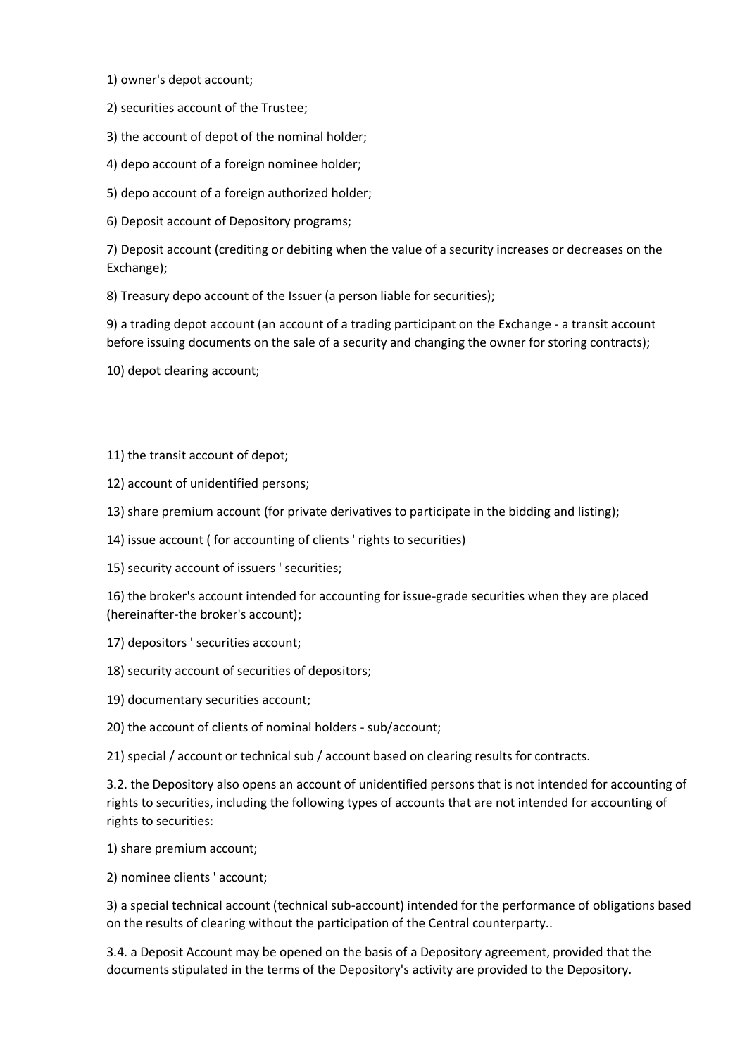1) owner's depot account;

2) securities account of the Trustee;

3) the account of depot of the nominal holder;

4) depo account of a foreign nominee holder;

5) depo account of a foreign authorized holder;

6) Deposit account of Depository programs;

7) Deposit account (crediting or debiting when the value of a security increases or decreases on the Exchange);

8) Treasury depo account of the Issuer (a person liable for securities);

9) a trading depot account (an account of a trading participant on the Exchange - a transit account before issuing documents on the sale of a security and changing the owner for storing contracts);

10) depot clearing account;

11) the transit account of depot;

12) account of unidentified persons;

13) share premium account (for private derivatives to participate in the bidding and listing);

14) issue account ( for accounting of clients ' rights to securities)

15) security account of issuers ' securities;

16) the broker's account intended for accounting for issue-grade securities when they are placed (hereinafter-the broker's account);

17) depositors ' securities account;

18) security account of securities of depositors;

19) documentary securities account;

20) the account of clients of nominal holders - sub/account;

21) special / account or technical sub / account based on clearing results for contracts.

3.2. the Depository also opens an account of unidentified persons that is not intended for accounting of rights to securities, including the following types of accounts that are not intended for accounting of rights to securities:

1) share premium account;

2) nominee clients ' account;

3) a special technical account (technical sub-account) intended for the performance of obligations based on the results of clearing without the participation of the Central counterparty..

3.4. a Deposit Account may be opened on the basis of a Depository agreement, provided that the documents stipulated in the terms of the Depository's activity are provided to the Depository.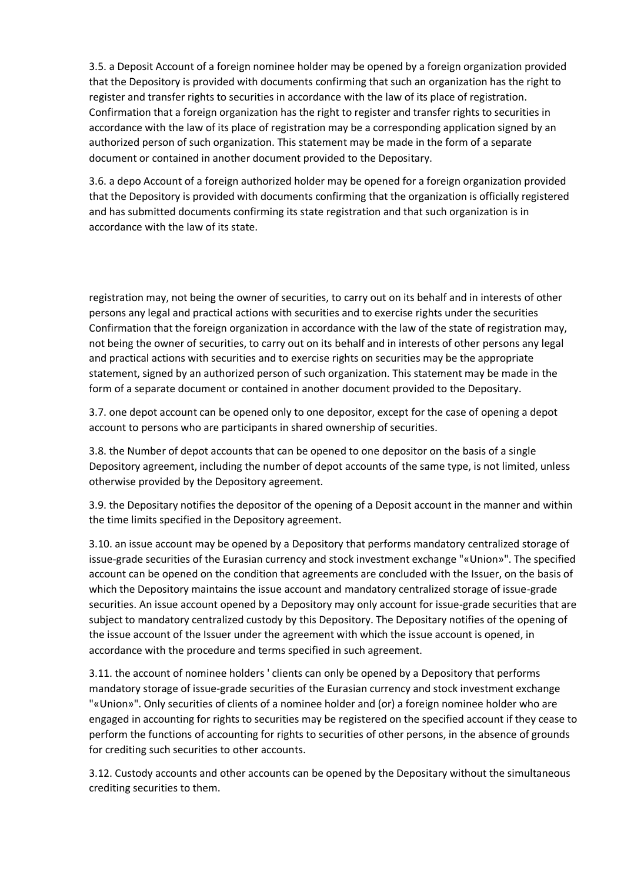3.5. a Deposit Account of a foreign nominee holder may be opened by a foreign organization provided that the Depository is provided with documents confirming that such an organization has the right to register and transfer rights to securities in accordance with the law of its place of registration. Confirmation that a foreign organization has the right to register and transfer rights to securities in accordance with the law of its place of registration may be a corresponding application signed by an authorized person of such organization. This statement may be made in the form of a separate document or contained in another document provided to the Depositary.

3.6. a depo Account of a foreign authorized holder may be opened for a foreign organization provided that the Depository is provided with documents confirming that the organization is officially registered and has submitted documents confirming its state registration and that such organization is in accordance with the law of its state.

registration may, not being the owner of securities, to carry out on its behalf and in interests of other persons any legal and practical actions with securities and to exercise rights under the securities Confirmation that the foreign organization in accordance with the law of the state of registration may, not being the owner of securities, to carry out on its behalf and in interests of other persons any legal and practical actions with securities and to exercise rights on securities may be the appropriate statement, signed by an authorized person of such organization. This statement may be made in the form of a separate document or contained in another document provided to the Depositary.

3.7. one depot account can be opened only to one depositor, except for the case of opening a depot account to persons who are participants in shared ownership of securities.

3.8. the Number of depot accounts that can be opened to one depositor on the basis of a single Depository agreement, including the number of depot accounts of the same type, is not limited, unless otherwise provided by the Depository agreement.

3.9. the Depositary notifies the depositor of the opening of a Deposit account in the manner and within the time limits specified in the Depository agreement.

3.10. an issue account may be opened by a Depository that performs mandatory centralized storage of issue-grade securities of the Eurasian currency and stock investment exchange "«Union»". The specified account can be opened on the condition that agreements are concluded with the Issuer, on the basis of which the Depository maintains the issue account and mandatory centralized storage of issue-grade securities. An issue account opened by a Depository may only account for issue-grade securities that are subject to mandatory centralized custody by this Depository. The Depositary notifies of the opening of the issue account of the Issuer under the agreement with which the issue account is opened, in accordance with the procedure and terms specified in such agreement.

3.11. the account of nominee holders ' clients can only be opened by a Depository that performs mandatory storage of issue-grade securities of the Eurasian currency and stock investment exchange "«Union»". Only securities of clients of a nominee holder and (or) a foreign nominee holder who are engaged in accounting for rights to securities may be registered on the specified account if they cease to perform the functions of accounting for rights to securities of other persons, in the absence of grounds for crediting such securities to other accounts.

3.12. Custody accounts and other accounts can be opened by the Depositary without the simultaneous crediting securities to them.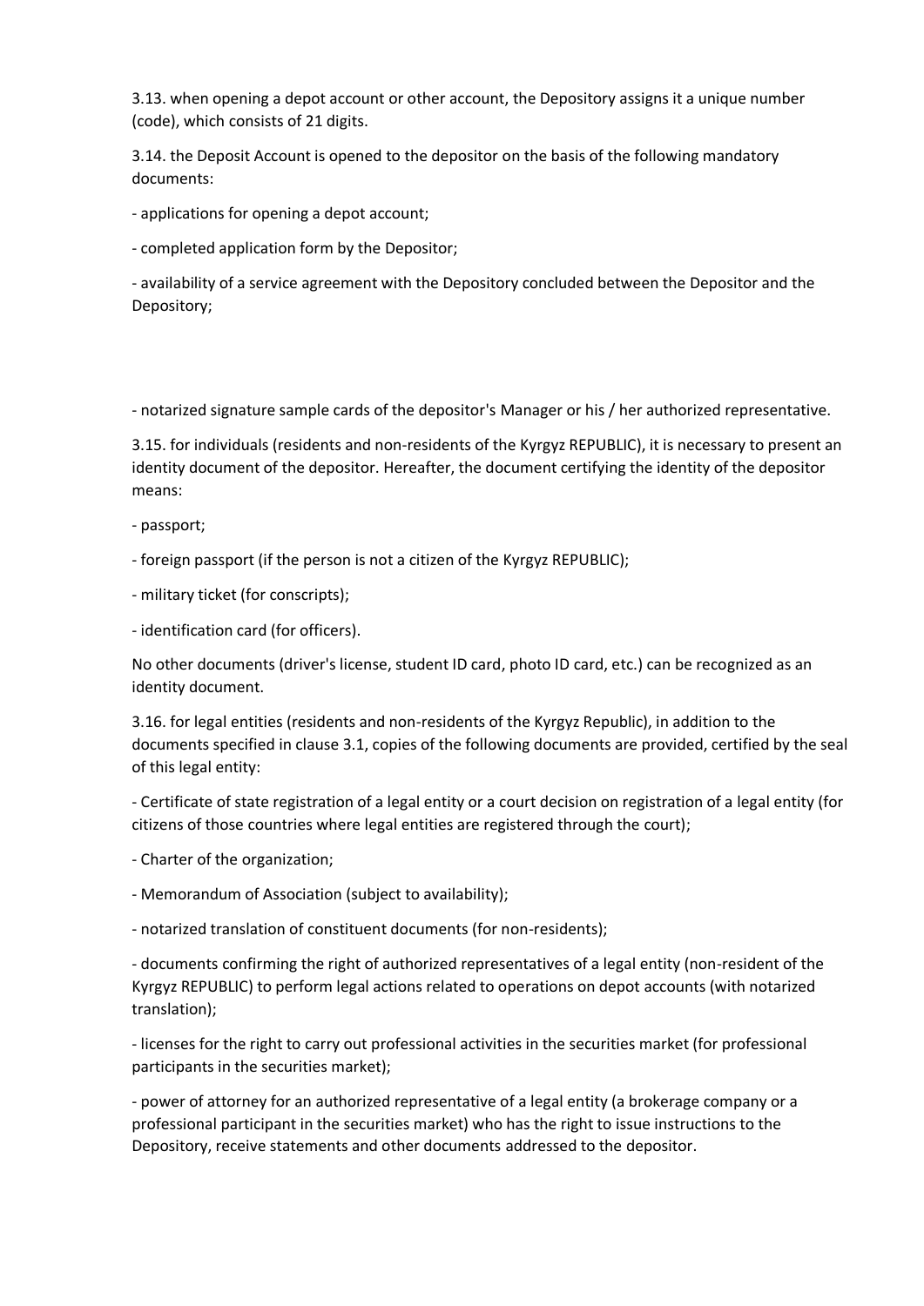3.13. when opening a depot account or other account, the Depository assigns it a unique number (code), which consists of 21 digits.

3.14. the Deposit Account is opened to the depositor on the basis of the following mandatory documents:

- applications for opening a depot account;
- completed application form by the Depositor;
- availability of a service agreement with the Depository concluded between the Depositor and the Depository;
- notarized signature sample cards of the depositor's Manager or his / her authorized representative.

3.15. for individuals (residents and non-residents of the Kyrgyz REPUBLIC), it is necessary to present an identity document of the depositor. Hereafter, the document certifying the identity of the depositor means:

- passport;
- foreign passport (if the person is not a citizen of the Kyrgyz REPUBLIC);
- military ticket (for conscripts);
- identification card (for officers).

No other documents (driver's license, student ID card, photo ID card, etc.) can be recognized as an identity document.

3.16. for legal entities (residents and non-residents of the Kyrgyz Republic), in addition to the documents specified in clause 3.1, copies of the following documents are provided, certified by the seal of this legal entity:

- Certificate of state registration of a legal entity or a court decision on registration of a legal entity (for citizens of those countries where legal entities are registered through the court);
- Charter of the organization;
- Memorandum of Association (subject to availability);
- notarized translation of constituent documents (for non-residents);
- documents confirming the right of authorized representatives of a legal entity (non-resident of the Kyrgyz REPUBLIC) to perform legal actions related to operations on depot accounts (with notarized translation);
- licenses for the right to carry out professional activities in the securities market (for professional participants in the securities market);
- power of attorney for an authorized representative of a legal entity (a brokerage company or a professional participant in the securities market) who has the right to issue instructions to the Depository, receive statements and other documents addressed to the depositor.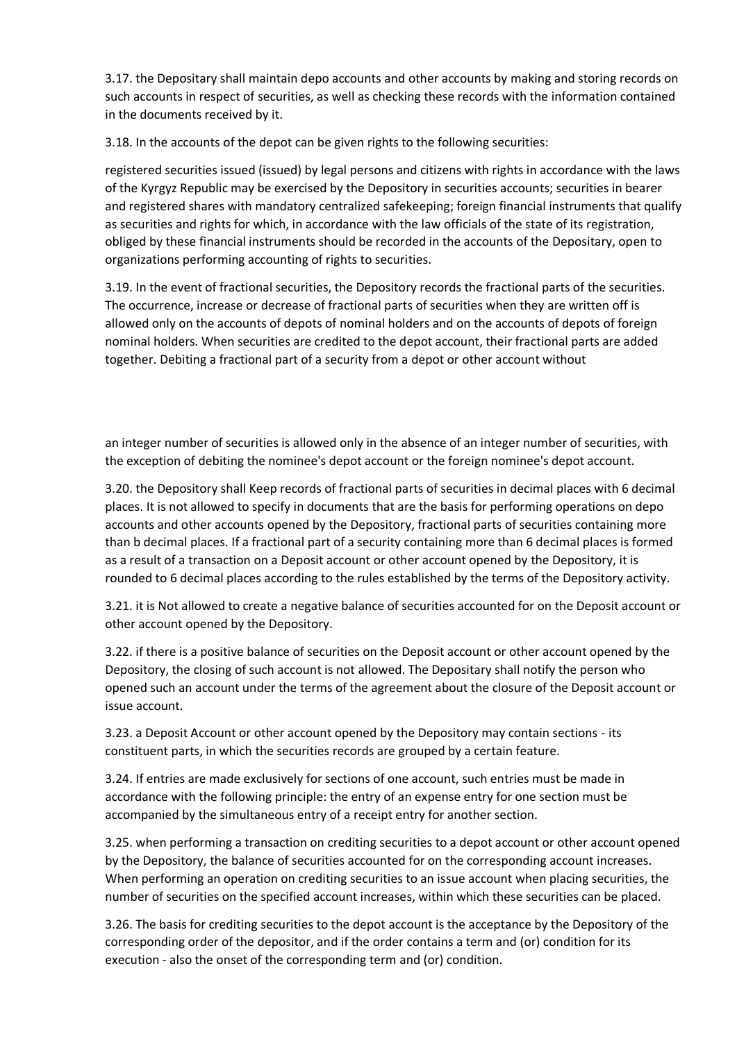3.17. the Depositary shall maintain depo accounts and other accounts by making and storing records on such accounts in respect of securities, as well as checking these records with the information contained in the documents received by it.

3.18. In the accounts of the depot can be given rights to the following securities:

registered securities issued (issued) by legal persons and citizens with rights in accordance with the laws of the Kyrgyz Republic may be exercised by the Depository in securities accounts; securities in bearer and registered shares with mandatory centralized safekeeping; foreign financial instruments that qualify as securities and rights for which, in accordance with the law officials of the state of its registration, obliged by these financial instruments should be recorded in the accounts of the Depositary, open to organizations performing accounting of rights to securities.

3.19. In the event of fractional securities, the Depository records the fractional parts of the securities. The occurrence, increase or decrease of fractional parts of securities when they are written off is allowed only on the accounts of depots of nominal holders and on the accounts of depots of foreign nominal holders. When securities are credited to the depot account, their fractional parts are added together. Debiting a fractional part of a security from a depot or other account without an integer number of securities is allowed only in the absence of an integer number of securities, with the exception of debiting the nominee's depot account or the foreign nominee's depot account.

3.20. the Depository shall Keep records of fractional parts of securities in decimal places with 6 decimal places. It is not allowed to specify in documents that are the basis for performing operations on depo accounts and other accounts opened by the Depository, fractional parts of securities containing more than b decimal places. If a fractional part of a security containing more than 6 decimal places is formed as a result of a transaction on a Deposit account or other account opened by the Depository, it is rounded to 6 decimal places according to the rules established by the terms of the Depository activity.

3.21. it is Not allowed to create a negative balance of securities accounted for on the Deposit account or other account opened by the Depository.

3.22. if there is a positive balance of securities on the Deposit account or other account opened by the Depository, the closing of such account is not allowed. The Depositary shall notify the person who opened such an account under the terms of the agreement about the closure of the Deposit account or issue account.

3.23. a Deposit Account or other account opened by the Depository may contain sections - its constituent parts, in which the securities records are grouped by a certain feature.

3.24. If entries are made exclusively for sections of one account, such entries must be made in accordance with the following principle: the entry of an expense entry for one section must be accompanied by the simultaneous entry of a receipt entry for another section.

3.25. when performing a transaction on crediting securities to a depot account or other account opened by the Depository, the balance of securities accounted for on the corresponding account increases. When performing an operation on crediting securities to an issue account when placing securities, the number of securities on the specified account increases, within which these securities can be placed.

3.26. The basis for crediting securities to the depot account is the acceptance by the Depository of the corresponding order of the depositor, and if the order contains a term and (or) condition for its execution - also the onset of the corresponding term and (or) condition.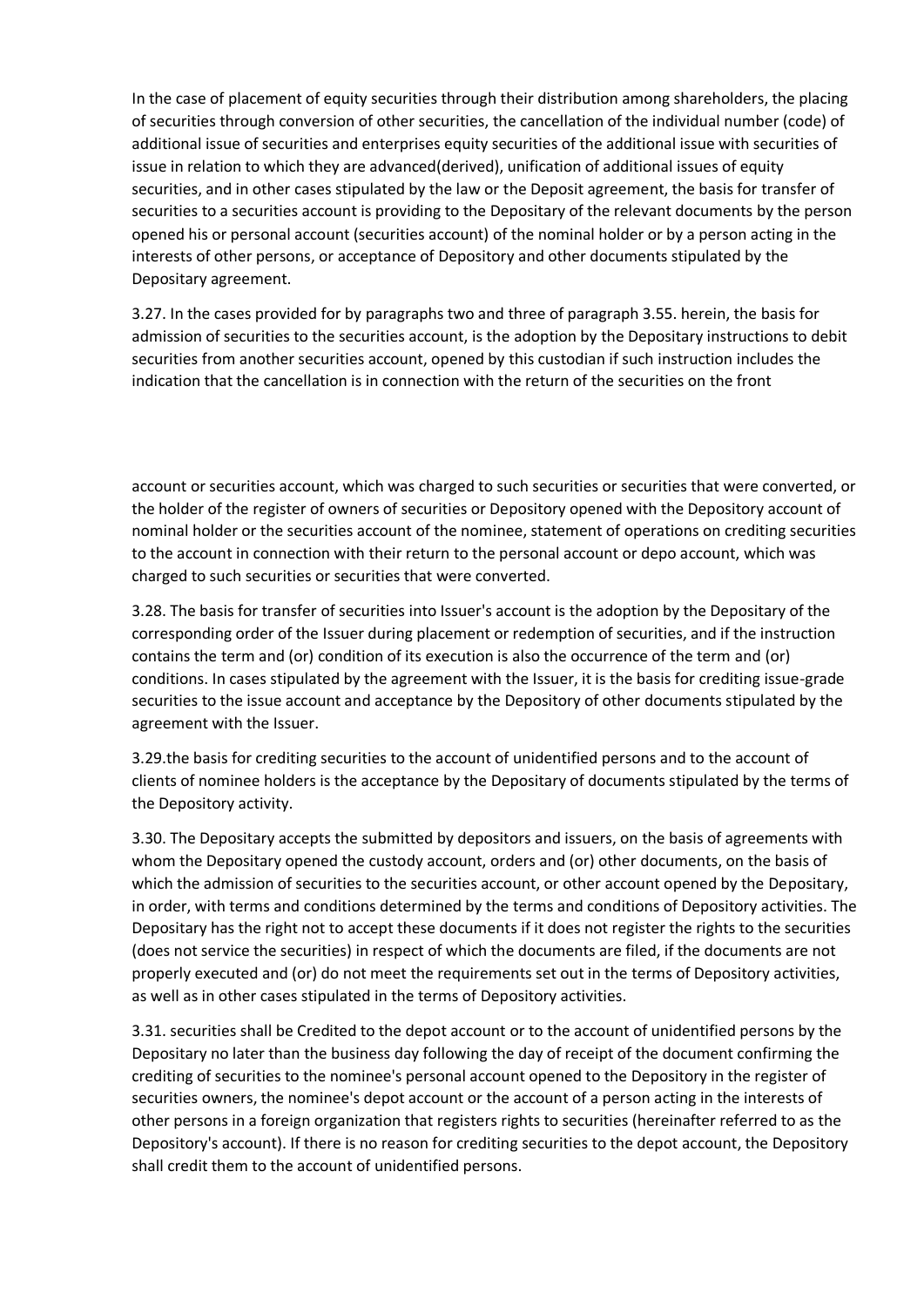In the case of placement of equity securities through their distribution among shareholders, the placing of securities through conversion of other securities, the cancellation of the individual number (code) of additional issue of securities and enterprises equity securities of the additional issue with securities of issue in relation to which they are advanced(derived), unification of additional issues of equity securities, and in other cases stipulated by the law or the Deposit agreement, the basis for transfer of securities to a securities account is providing to the Depositary of the relevant documents by the person opened his or personal account (securities account) of the nominal holder or by a person acting in the interests of other persons, or acceptance of Depository and other documents stipulated by the Depositary agreement.

3.27. In the cases provided for by paragraphs two and three of paragraph 3.55. herein, the basis for admission of securities to the securities account, is the adoption by the Depositary instructions to debit securities from another securities account, opened by this custodian if such instruction includes the indication that the cancellation is in connection with the return of the securities on the front

account or securities account, which was charged to such securities or securities that were converted, or the holder of the register of owners of securities or Depository opened with the Depository account of nominal holder or the securities account of the nominee, statement of operations on crediting securities to the account in connection with their return to the personal account or depo account, which was charged to such securities or securities that were converted.

3.28. The basis for transfer of securities into Issuer's account is the adoption by the Depositary of the corresponding order of the Issuer during placement or redemption of securities, and if the instruction contains the term and (or) condition of its execution is also the occurrence of the term and (or) conditions. In cases stipulated by the agreement with the Issuer, it is the basis for crediting issue-grade securities to the issue account and acceptance by the Depository of other documents stipulated by the agreement with the Issuer.

3.29.the basis for crediting securities to the account of unidentified persons and to the account of clients of nominee holders is the acceptance by the Depositary of documents stipulated by the terms of the Depository activity.

3.30. The Depositary accepts the submitted by depositors and issuers, on the basis of agreements with whom the Depositary opened the custody account, orders and (or) other documents, on the basis of which the admission of securities to the securities account, or other account opened by the Depositary, in order, with terms and conditions determined by the terms and conditions of Depository activities. The Depositary has the right not to accept these documents if it does not register the rights to the securities (does not service the securities) in respect of which the documents are filed, if the documents are not properly executed and (or) do not meet the requirements set out in the terms of Depository activities, as well as in other cases stipulated in the terms of Depository activities.

3.31. securities shall be Credited to the depot account or to the account of unidentified persons by the Depositary no later than the business day following the day of receipt of the document confirming the crediting of securities to the nominee's personal account opened to the Depository in the register of securities owners, the nominee's depot account or the account of a person acting in the interests of other persons in a foreign organization that registers rights to securities (hereinafter referred to as the Depository's account). If there is no reason for crediting securities to the depot account, the Depository shall credit them to the account of unidentified persons.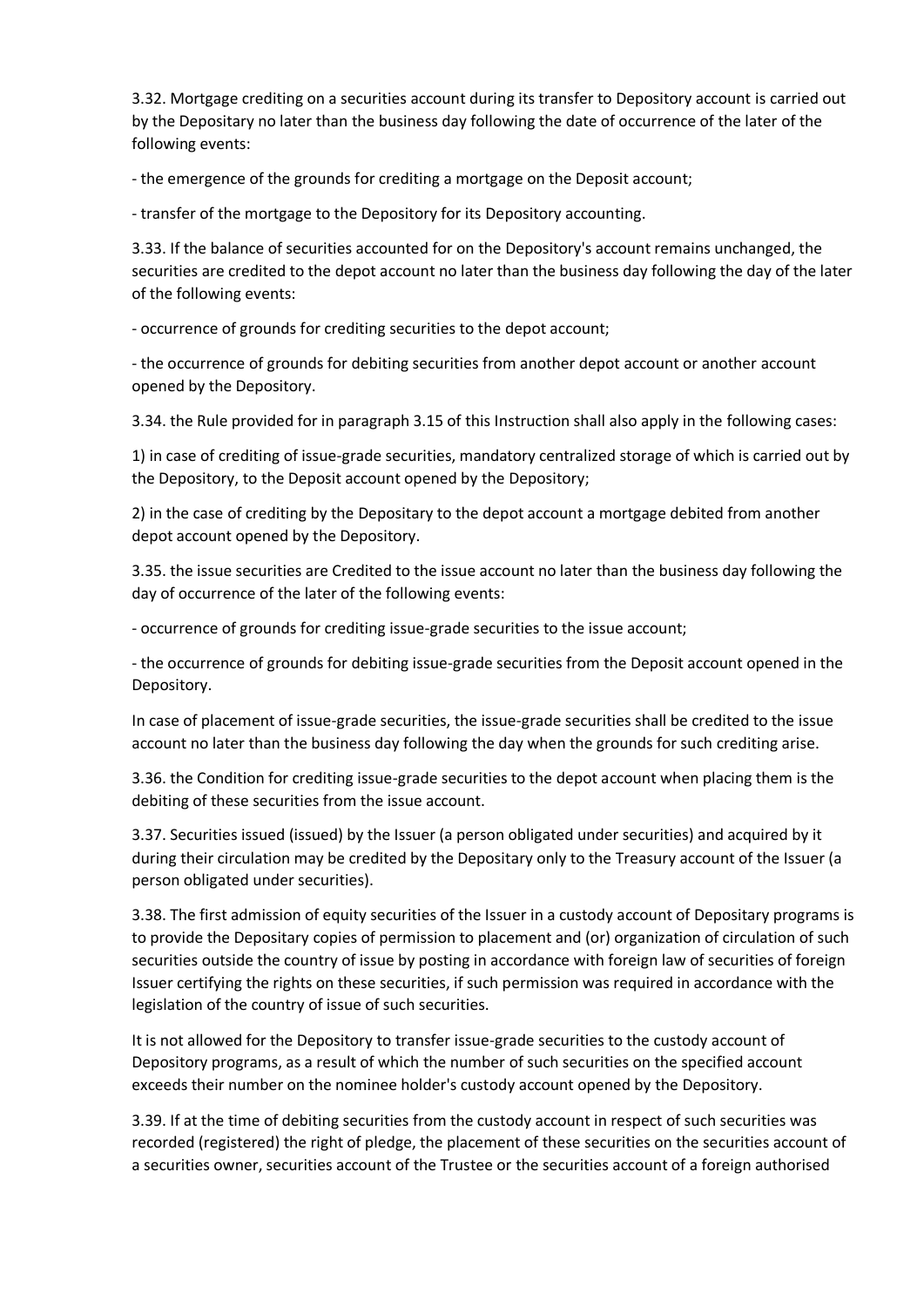3.32. Mortgage crediting on a securities account during its transfer to Depository account is carried out by the Depositary no later than the business day following the date of occurrence of the later of the following events:

- the emergence of the grounds for crediting a mortgage on the Deposit account;

- transfer of the mortgage to the Depository for its Depository accounting.

3.33. If the balance of securities accounted for on the Depository's account remains unchanged, the securities are credited to the depot account no later than the business day following the day of the later of the following events:

- occurrence of grounds for crediting securities to the depot account;

- the occurrence of grounds for debiting securities from another depot account or another account opened by the Depository.

3.34. the Rule provided for in paragraph 3.15 of this Instruction shall also apply in the following cases:

1) in case of crediting of issue-grade securities, mandatory centralized storage of which is carried out by the Depository, to the Deposit account opened by the Depository;

2) in the case of crediting by the Depositary to the depot account a mortgage debited from another depot account opened by the Depository.

3.35. the issue securities are Credited to the issue account no later than the business day following the day of occurrence of the later of the following events:

- occurrence of grounds for crediting issue-grade securities to the issue account;

- the occurrence of grounds for debiting issue-grade securities from the Deposit account opened in the Depository.

In case of placement of issue-grade securities, the issue-grade securities shall be credited to the issue account no later than the business day following the day when the grounds for such crediting arise.

3.36. the Condition for crediting issue-grade securities to the depot account when placing them is the debiting of these securities from the issue account.

3.37. Securities issued (issued) by the Issuer (a person obligated under securities) and acquired by it during their circulation may be credited by the Depositary only to the Treasury account of the Issuer (a person obligated under securities).

3.38. The first admission of equity securities of the Issuer in a custody account of Depositary programs is to provide the Depositary copies of permission to placement and (or) organization of circulation of such securities outside the country of issue by posting in accordance with foreign law of securities of foreign Issuer certifying the rights on these securities, if such permission was required in accordance with the legislation of the country of issue of such securities.

It is not allowed for the Depository to transfer issue-grade securities to the custody account of Depository programs, as a result of which the number of such securities on the specified account exceeds their number on the nominee holder's custody account opened by the Depository.

3.39. If at the time of debiting securities from the custody account in respect of such securities was recorded (registered) the right of pledge, the placement of these securities on the securities account of a securities owner, securities account of the Trustee or the securities account of a foreign authorised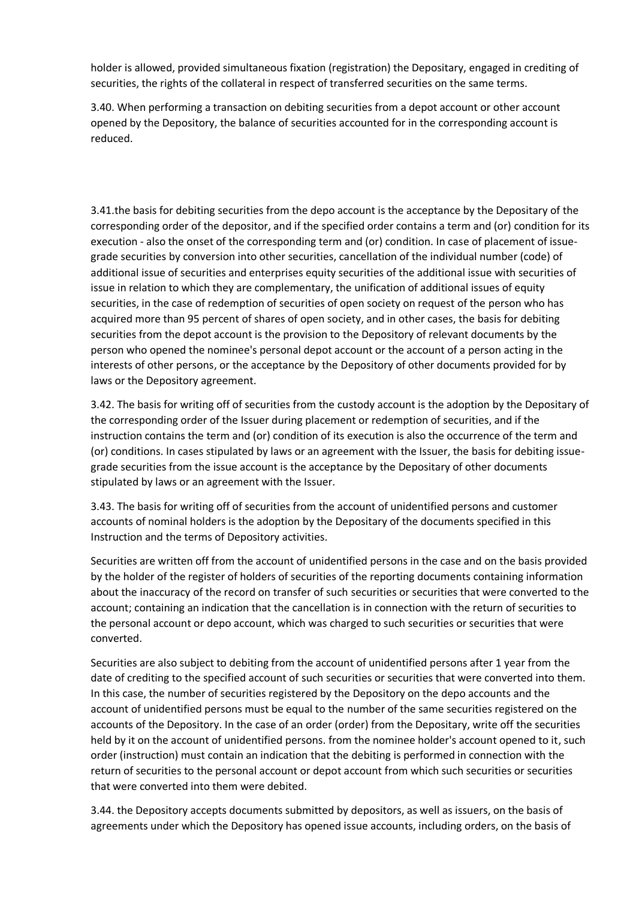holder is allowed, provided simultaneous fixation (registration) the Depositary, engaged in crediting of securities, the rights of the collateral in respect of transferred securities on the same terms.

3.40. When performing a transaction on debiting securities from a depot account or other account opened by the Depository, the balance of securities accounted for in the corresponding account is reduced.

3.41.the basis for debiting securities from the depo account is the acceptance by the Depositary of the corresponding order of the depositor, and if the specified order contains a term and (or) condition for its execution - also the onset of the corresponding term and (or) condition. In case of placement of issue-grade securities by conversion into other securities, cancellation of the individual number (code) of additional issue of securities and enterprises equity securities of the additional issue with securities of issue in relation to which they are complementary, the unification of additional issues of equity securities, in the case of redemption of securities of open society on request of the person who has acquired more than 95 percent of shares of open society, and in other cases, the basis for debiting securities from the depot account is the provision to the Depository of relevant documents by the person who opened the nominee's personal depot account or the account of a person acting in the interests of other persons, or the acceptance by the Depository of other documents provided for by laws or the Depository agreement.

3.42. The basis for writing off of securities from the custody account is the adoption by the Depositary of the corresponding order of the Issuer during placement or redemption of securities, and if the instruction contains the term and (or) condition of its execution is also the occurrence of the term and (or) conditions. In cases stipulated by laws or an agreement with the Issuer, the basis for debiting issue-grade securities from the issue account is the acceptance by the Depositary of other documents stipulated by laws or an agreement with the Issuer.

3.43. The basis for writing off of securities from the account of unidentified persons and customer accounts of nominal holders is the adoption by the Depositary of the documents specified in this Instruction and the terms of Depository activities.

Securities are written off from the account of unidentified persons in the case and on the basis provided by the holder of the register of holders of securities of the reporting documents containing information about the inaccuracy of the record on transfer of such securities or securities that were converted to the account; containing an indication that the cancellation is in connection with the return of securities to the personal account or depo account, which was charged to such securities or securities that were converted.

Securities are also subject to debiting from the account of unidentified persons after 1 year from the date of crediting to the specified account of such securities or securities that were converted into them. In this case, the number of securities registered by the Depository on the depo accounts and the account of unidentified persons must be equal to the number of the same securities registered on the accounts of the Depository. In the case of an order (order) from the Depositary, write off the securities held by it on the account of unidentified persons. from the nominee holder's account opened to it, such order (instruction) must contain an indication that the debiting is performed in connection with the return of securities to the personal account or depot account from which such securities or securities that were converted into them were debited.

3.44. the Depository accepts documents submitted by depositors, as well as issuers, on the basis of agreements under which the Depository has opened issue accounts, including orders, on the basis of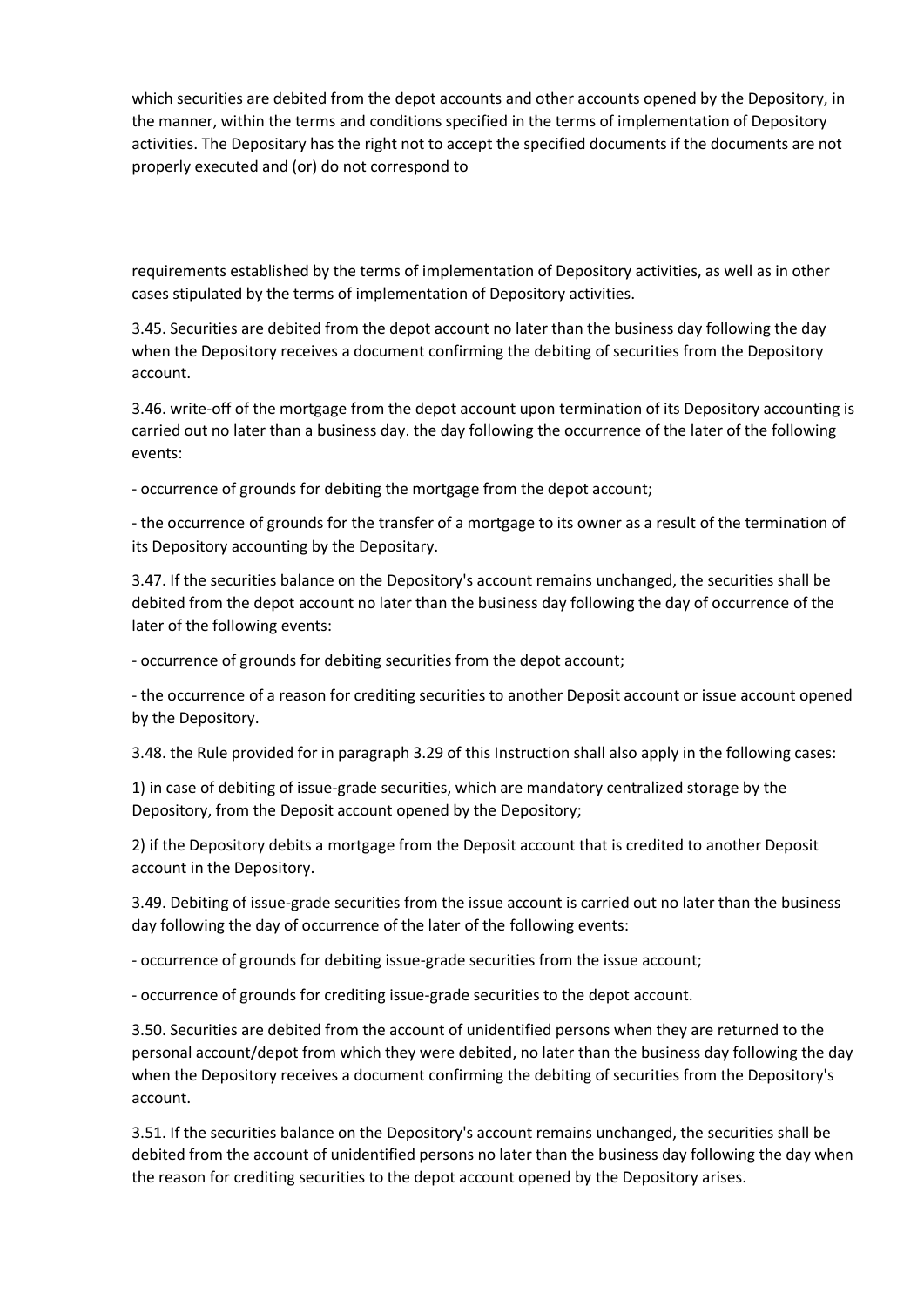which securities are debited from the depot accounts and other accounts opened by the Depository, in the manner, within the terms and conditions specified in the terms of implementation of Depository activities. The Depositary has the right not to accept the specified documents if the documents are not properly executed and (or) do not correspond to

requirements established by the terms of implementation of Depository activities, as well as in other cases stipulated by the terms of implementation of Depository activities.

3.45. Securities are debited from the depot account no later than the business day following the day when the Depository receives a document confirming the debiting of securities from the Depository account.

3.46. write-off of the mortgage from the depot account upon termination of its Depository accounting is carried out no later than a business day. the day following the occurrence of the later of the following events:

- occurrence of grounds for debiting the mortgage from the depot account;

- the occurrence of grounds for the transfer of a mortgage to its owner as a result of the termination of its Depository accounting by the Depositary.

3.47. If the securities balance on the Depository's account remains unchanged, the securities shall be debited from the depot account no later than the business day following the day of occurrence of the later of the following events:

- occurrence of grounds for debiting securities from the depot account;

- the occurrence of a reason for crediting securities to another Deposit account or issue account opened by the Depository.

3.48. the Rule provided for in paragraph 3.29 of this Instruction shall also apply in the following cases:

1) in case of debiting of issue-grade securities, which are mandatory centralized storage by the Depository, from the Deposit account opened by the Depository;

2) if the Depository debits a mortgage from the Deposit account that is credited to another Deposit account in the Depository.

3.49. Debiting of issue-grade securities from the issue account is carried out no later than the business day following the day of occurrence of the later of the following events:

- occurrence of grounds for debiting issue-grade securities from the issue account;

- occurrence of grounds for crediting issue-grade securities to the depot account.

3.50. Securities are debited from the account of unidentified persons when they are returned to the personal account/depot from which they were debited, no later than the business day following the day when the Depository receives a document confirming the debiting of securities from the Depository's account.

3.51. If the securities balance on the Depository's account remains unchanged, the securities shall be debited from the account of unidentified persons no later than the business day following the day when the reason for crediting securities to the depot account opened by the Depository arises.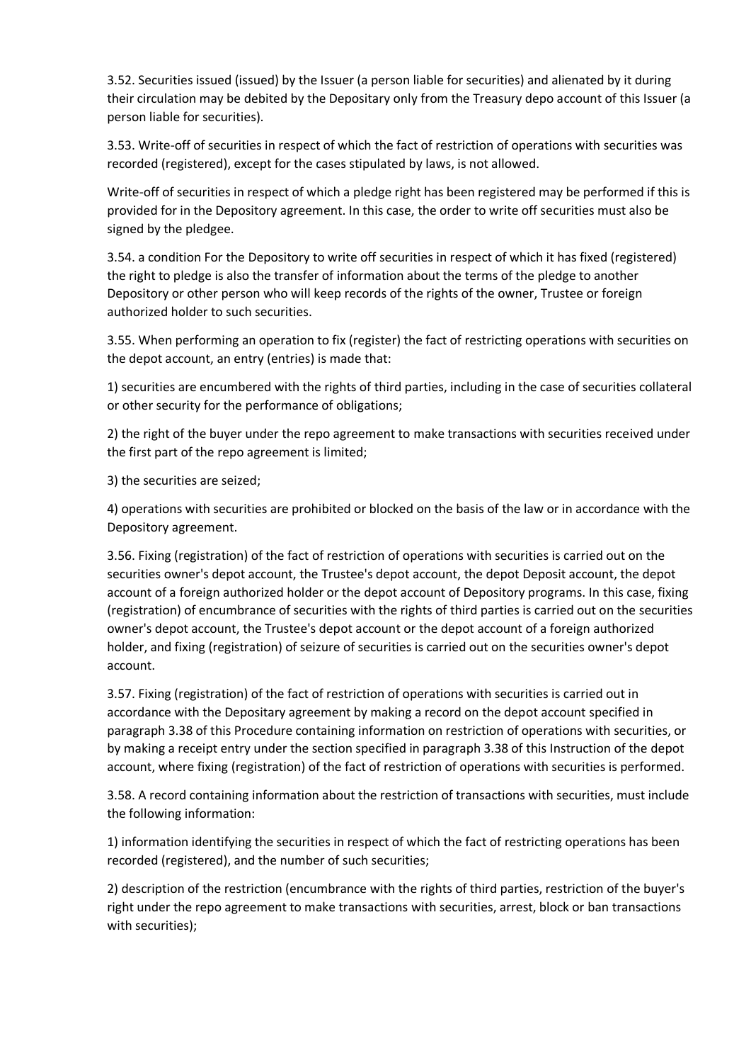3.52. Securities issued (issued) by the Issuer (a person liable for securities) and alienated by it during their circulation may be debited by the Depositary only from the Treasury depo account of this Issuer (a person liable for securities).

3.53. Write-off of securities in respect of which the fact of restriction of operations with securities was recorded (registered), except for the cases stipulated by laws, is not allowed.

Write-off of securities in respect of which a pledge right has been registered may be performed if this is provided for in the Depository agreement. In this case, the order to write off securities must also be signed by the pledgee.

3.54. a condition For the Depository to write off securities in respect of which it has fixed (registered) the right to pledge is also the transfer of information about the terms of the pledge to another Depository or other person who will keep records of the rights of the owner, Trustee or foreign authorized holder to such securities.

3.55. When performing an operation to fix (register) the fact of restricting operations with securities on the depot account, an entry (entries) is made that:

1) securities are encumbered with the rights of third parties, including in the case of securities collateral or other security for the performance of obligations;

2) the right of the buyer under the repo agreement to make transactions with securities received under the first part of the repo agreement is limited;

3) the securities are seized;

4) operations with securities are prohibited or blocked on the basis of the law or in accordance with the Depository agreement.

3.56. Fixing (registration) of the fact of restriction of operations with securities is carried out on the securities owner's depot account, the Trustee's depot account, the depot Deposit account, the depot account of a foreign authorized holder or the depot account of Depository programs. In this case, fixing (registration) of encumbrance of securities with the rights of third parties is carried out on the securities owner's depot account, the Trustee's depot account or the depot account of a foreign authorized holder, and fixing (registration) of seizure of securities is carried out on the securities owner's depot account.

3.57. Fixing (registration) of the fact of restriction of operations with securities is carried out in accordance with the Depositary agreement by making a record on the depot account specified in paragraph 3.38 of this Procedure containing information on restriction of operations with securities, or by making a receipt entry under the section specified in paragraph 3.38 of this Instruction of the depot account, where fixing (registration) of the fact of restriction of operations with securities is performed.

3.58. A record containing information about the restriction of transactions with securities, must include the following information:

1) information identifying the securities in respect of which the fact of restricting operations has been recorded (registered), and the number of such securities;

2) description of the restriction (encumbrance with the rights of third parties, restriction of the buyer's right under the repo agreement to make transactions with securities, arrest, block or ban transactions with securities);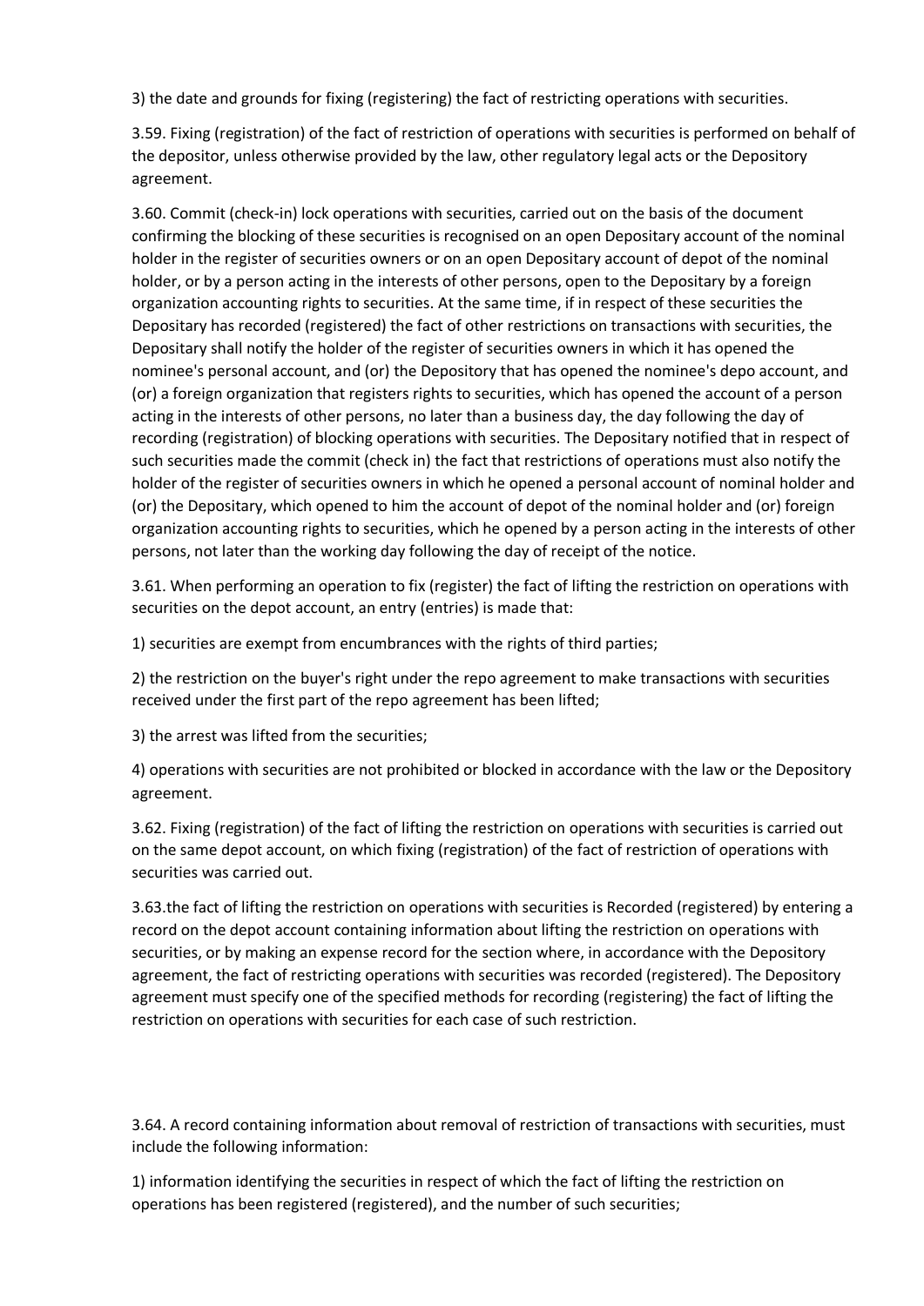3) the date and grounds for fixing (registering) the fact of restricting operations with securities.

3.59. Fixing (registration) of the fact of restriction of operations with securities is performed on behalf of the depositor, unless otherwise provided by the law, other regulatory legal acts or the Depository agreement.

3.60. Commit (check-in) lock operations with securities, carried out on the basis of the document confirming the blocking of these securities is recognised on an open Depositary account of the nominal holder in the register of securities owners or on an open Depositary account of depot of the nominal holder, or by a person acting in the interests of other persons, open to the Depositary by a foreign organization accounting rights to securities. At the same time, if in respect of these securities the Depositary has recorded (registered) the fact of other restrictions on transactions with securities, the Depositary shall notify the holder of the register of securities owners in which it has opened the nominee's personal account, and (or) the Depository that has opened the nominee's depo account, and (or) a foreign organization that registers rights to securities, which has opened the account of a person acting in the interests of other persons, no later than a business day, the day following the day of recording (registration) of blocking operations with securities. The Depositary notified that in respect of such securities made the commit (check in) the fact that restrictions of operations must also notify the holder of the register of securities owners in which he opened a personal account of nominal holder and (or) the Depositary, which opened to him the account of depot of the nominal holder and (or) foreign organization accounting rights to securities, which he opened by a person acting in the interests of other persons, not later than the working day following the day of receipt of the notice.

3.61. When performing an operation to fix (register) the fact of lifting the restriction on operations with securities on the depot account, an entry (entries) is made that:

1) securities are exempt from encumbrances with the rights of third parties;

2) the restriction on the buyer's right under the repo agreement to make transactions with securities received under the first part of the repo agreement has been lifted;

3) the arrest was lifted from the securities;

4) operations with securities are not prohibited or blocked in accordance with the law or the Depository agreement.

3.62. Fixing (registration) of the fact of lifting the restriction on operations with securities is carried out on the same depot account, on which fixing (registration) of the fact of restriction of operations with securities was carried out.

3.63.the fact of lifting the restriction on operations with securities is Recorded (registered) by entering a record on the depot account containing information about lifting the restriction on operations with securities, or by making an expense record for the section where, in accordance with the Depository agreement, the fact of restricting operations with securities was recorded (registered). The Depository agreement must specify one of the specified methods for recording (registering) the fact of lifting the restriction on operations with securities for each case of such restriction.

3.64. A record containing information about removal of restriction of transactions with securities, must include the following information:

1) information identifying the securities in respect of which the fact of lifting the restriction on operations has been registered (registered), and the number of such securities;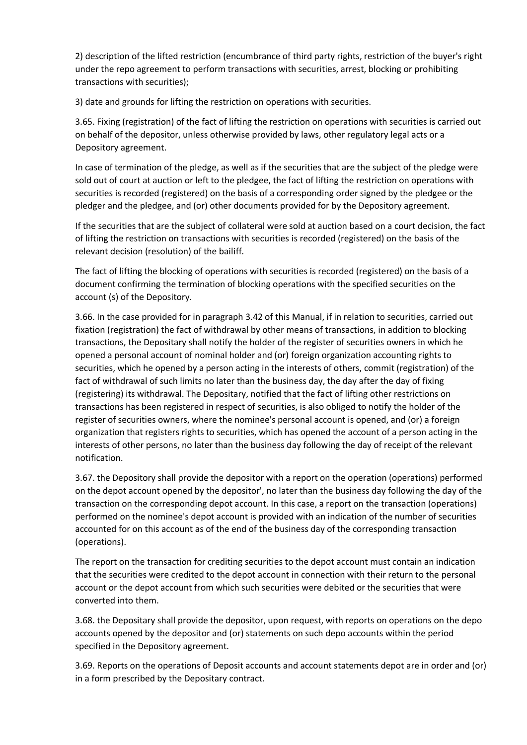2) description of the lifted restriction (encumbrance of third party rights, restriction of the buyer's right under the repo agreement to perform transactions with securities, arrest, blocking or prohibiting transactions with securities);

3) date and grounds for lifting the restriction on operations with securities.

3.65. Fixing (registration) of the fact of lifting the restriction on operations with securities is carried out on behalf of the depositor, unless otherwise provided by laws, other regulatory legal acts or a Depository agreement.

In case of termination of the pledge, as well as if the securities that are the subject of the pledge were sold out of court at auction or left to the pledgee, the fact of lifting the restriction on operations with securities is recorded (registered) on the basis of a corresponding order signed by the pledgee or the pledger and the pledgee, and (or) other documents provided for by the Depository agreement.

If the securities that are the subject of collateral were sold at auction based on a court decision, the fact of lifting the restriction on transactions with securities is recorded (registered) on the basis of the relevant decision (resolution) of the bailiff.

The fact of lifting the blocking of operations with securities is recorded (registered) on the basis of a document confirming the termination of blocking operations with the specified securities on the account (s) of the Depository.

3.66. In the case provided for in paragraph 3.42 of this Manual, if in relation to securities, carried out fixation (registration) the fact of withdrawal by other means of transactions, in addition to blocking transactions, the Depositary shall notify the holder of the register of securities owners in which he opened a personal account of nominal holder and (or) foreign organization accounting rights to securities, which he opened by a person acting in the interests of others, commit (registration) of the fact of withdrawal of such limits no later than the business day, the day after the day of fixing (registering) its withdrawal. The Depositary, notified that the fact of lifting other restrictions on transactions has been registered in respect of securities, is also obliged to notify the holder of the register of securities owners, where the nominee's personal account is opened, and (or) a foreign organization that registers rights to securities, which has opened the account of a person acting in the interests of other persons, no later than the business day following the day of receipt of the relevant notification.

3.67. the Depository shall provide the depositor with a report on the operation (operations) performed on the depot account opened by the depositor', no later than the business day following the day of the transaction on the corresponding depot account. In this case, a report on the transaction (operations) performed on the nominee's depot account is provided with an indication of the number of securities accounted for on this account as of the end of the business day of the corresponding transaction (operations).

The report on the transaction for crediting securities to the depot account must contain an indication that the securities were credited to the depot account in connection with their return to the personal account or the depot account from which such securities were debited or the securities that were converted into them.

3.68. the Depositary shall provide the depositor, upon request, with reports on operations on the depo accounts opened by the depositor and (or) statements on such depo accounts within the period specified in the Depository agreement.

3.69. Reports on the operations of Deposit accounts and account statements depot are in order and (or) in a form prescribed by the Depositary contract.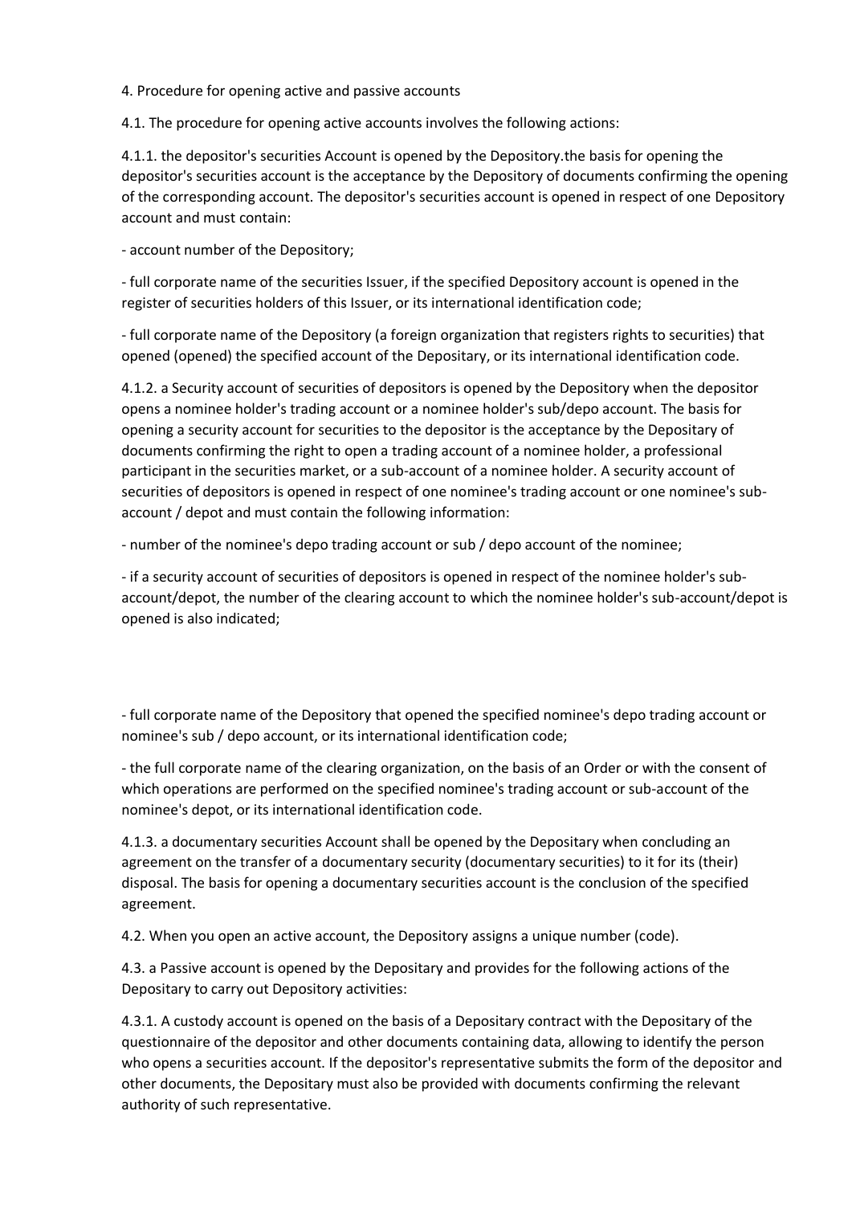4. Procedure for opening active and passive accounts

4.1. The procedure for opening active accounts involves the following actions:

4.1.1. the depositor's securities Account is opened by the Depository.the basis for opening the depositor's securities account is the acceptance by the Depository of documents confirming the opening of the corresponding account. The depositor's securities account is opened in respect of one Depository account and must contain:

- account number of the Depository;
- full corporate name of the securities Issuer, if the specified Depository account is opened in the register of securities holders of this Issuer, or its international identification code;
- full corporate name of the Depository (a foreign organization that registers rights to securities) that opened (opened) the specified account of the Depositary, or its international identification code.

4.1.2. a Security account of securities of depositors is opened by the Depository when the depositor opens a nominee holder's trading account or a nominee holder's sub/depo account. The basis for opening a security account for securities to the depositor is the acceptance by the Depositary of documents confirming the right to open a trading account of a nominee holder, a professional participant in the securities market, or a sub-account of a nominee holder. A security account of securities of depositors is opened in respect of one nominee's trading account or one nominee's sub-account / depot and must contain the following information:

- number of the nominee's depo trading account or sub / depo account of the nominee;
- if a security account of securities of depositors is opened in respect of the nominee holder's sub-account/depot, the number of the clearing account to which the nominee holder's sub-account/depot is opened is also indicated;
- full corporate name of the Depository that opened the specified nominee's depo trading account or nominee's sub / depo account, or its international identification code;
- the full corporate name of the clearing organization, on the basis of an Order or with the consent of which operations are performed on the specified nominee's trading account or sub-account of the nominee's depot, or its international identification code.

4.1.3. a documentary securities Account shall be opened by the Depositary when concluding an agreement on the transfer of a documentary security (documentary securities) to it for its (their) disposal. The basis for opening a documentary securities account is the conclusion of the specified agreement.

4.2. When you open an active account, the Depository assigns a unique number (code).

4.3. a Passive account is opened by the Depositary and provides for the following actions of the Depositary to carry out Depository activities:

4.3.1. A custody account is opened on the basis of a Depositary contract with the Depositary of the questionnaire of the depositor and other documents containing data, allowing to identify the person who opens a securities account. If the depositor's representative submits the form of the depositor and other documents, the Depositary must also be provided with documents confirming the relevant authority of such representative.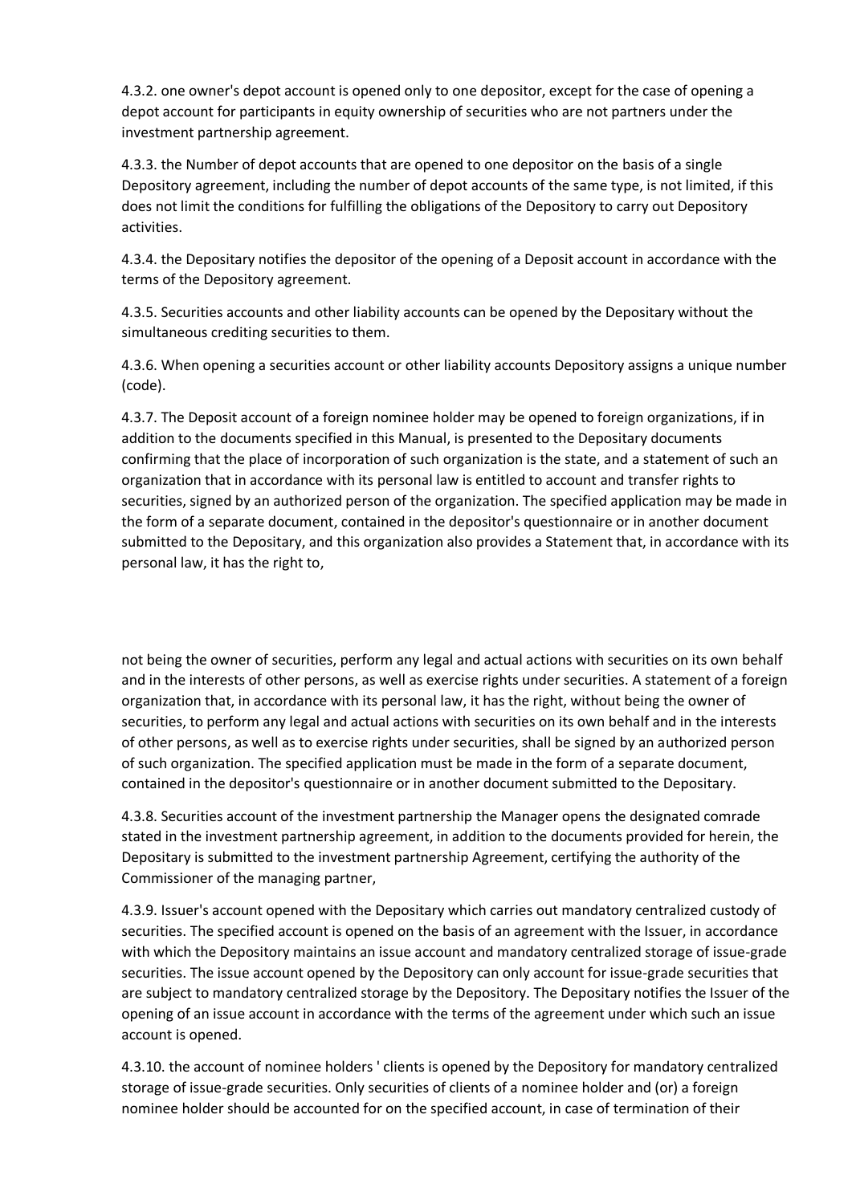4.3.2. one owner's depot account is opened only to one depositor, except for the case of opening a depot account for participants in equity ownership of securities who are not partners under the investment partnership agreement.

4.3.3. the Number of depot accounts that are opened to one depositor on the basis of a single Depository agreement, including the number of depot accounts of the same type, is not limited, if this does not limit the conditions for fulfilling the obligations of the Depository to carry out Depository activities.

4.3.4. the Depositary notifies the depositor of the opening of a Deposit account in accordance with the terms of the Depository agreement.

4.3.5. Securities accounts and other liability accounts can be opened by the Depositary without the simultaneous crediting securities to them.

4.3.6. When opening a securities account or other liability accounts Depository assigns a unique number (code).

4.3.7. The Deposit account of a foreign nominee holder may be opened to foreign organizations, if in addition to the documents specified in this Manual, is presented to the Depositary documents confirming that the place of incorporation of such organization is the state, and a statement of such an organization that in accordance with its personal law is entitled to account and transfer rights to securities, signed by an authorized person of the organization. The specified application may be made in the form of a separate document, contained in the depositor's questionnaire or in another document submitted to the Depositary, and this organization also provides a Statement that, in accordance with its personal law, it has the right to,

not being the owner of securities, perform any legal and actual actions with securities on its own behalf and in the interests of other persons, as well as exercise rights under securities. A statement of a foreign organization that, in accordance with its personal law, it has the right, without being the owner of securities, to perform any legal and actual actions with securities on its own behalf and in the interests of other persons, as well as to exercise rights under securities, shall be signed by an authorized person of such organization. The specified application must be made in the form of a separate document, contained in the depositor's questionnaire or in another document submitted to the Depositary.

4.3.8. Securities account of the investment partnership the Manager opens the designated comrade stated in the investment partnership agreement, in addition to the documents provided for herein, the Depositary is submitted to the investment partnership Agreement, certifying the authority of the Commissioner of the managing partner,

4.3.9. Issuer's account opened with the Depositary which carries out mandatory centralized custody of securities. The specified account is opened on the basis of an agreement with the Issuer, in accordance with which the Depository maintains an issue account and mandatory centralized storage of issue-grade securities. The issue account opened by the Depository can only account for issue-grade securities that are subject to mandatory centralized storage by the Depository. The Depositary notifies the Issuer of the opening of an issue account in accordance with the terms of the agreement under which such an issue account is opened.

4.3.10. the account of nominee holders ' clients is opened by the Depository for mandatory centralized storage of issue-grade securities. Only securities of clients of a nominee holder and (or) a foreign nominee holder should be accounted for on the specified account, in case of termination of their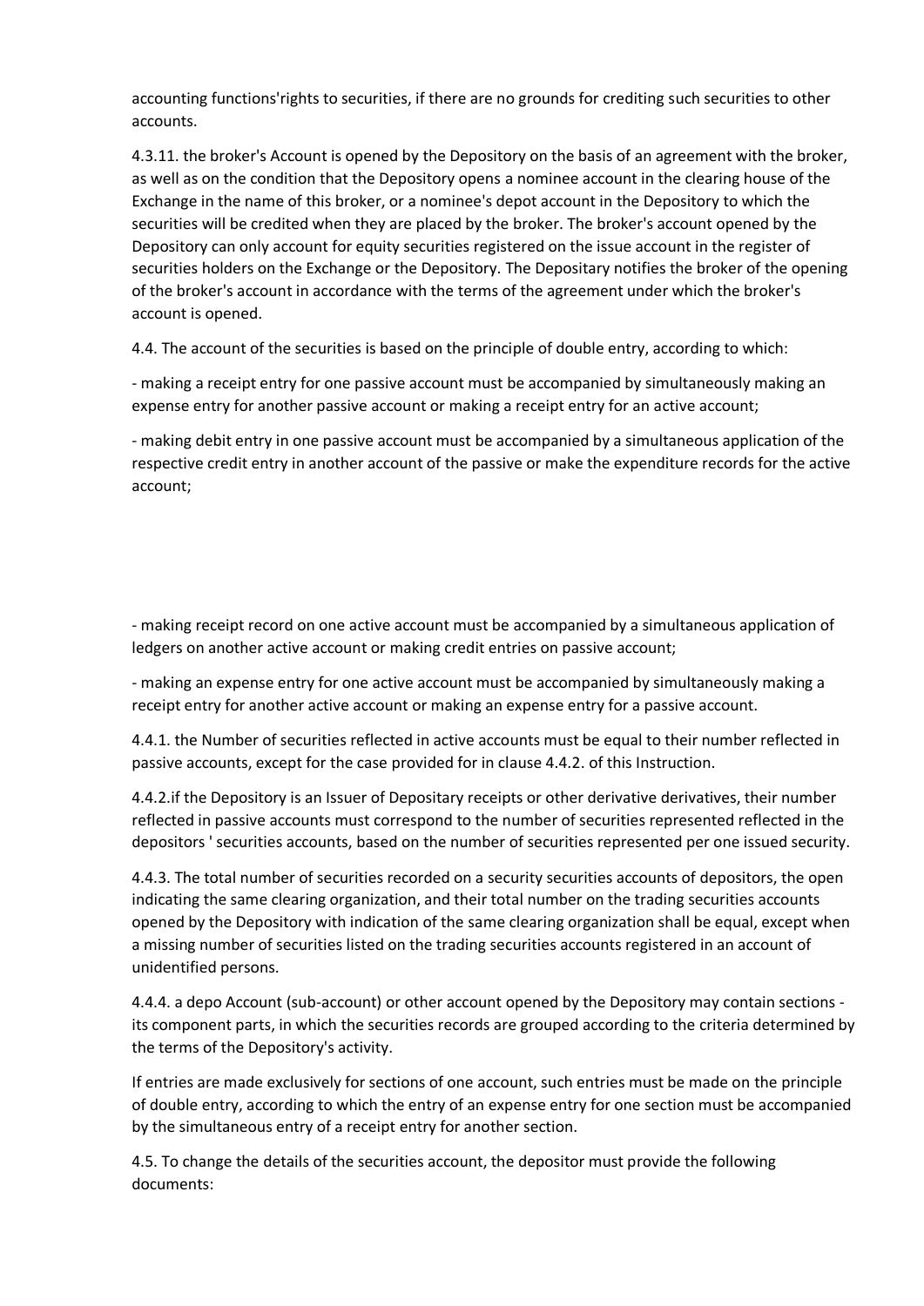accounting functions'rights to securities, if there are no grounds for crediting such securities to other accounts.

4.3.11. the broker's Account is opened by the Depository on the basis of an agreement with the broker, as well as on the condition that the Depository opens a nominee account in the clearing house of the Exchange in the name of this broker, or a nominee's depot account in the Depository to which the securities will be credited when they are placed by the broker. The broker's account opened by the Depository can only account for equity securities registered on the issue account in the register of securities holders on the Exchange or the Depository. The Depositary notifies the broker of the opening of the broker's account in accordance with the terms of the agreement under which the broker's account is opened.

4.4. The account of the securities is based on the principle of double entry, according to which:

- making a receipt entry for one passive account must be accompanied by simultaneously making an expense entry for another passive account or making a receipt entry for an active account;

- making debit entry in one passive account must be accompanied by a simultaneous application of the respective credit entry in another account of the passive or make the expenditure records for the active account;

- making receipt record on one active account must be accompanied by a simultaneous application of ledgers on another active account or making credit entries on passive account;

- making an expense entry for one active account must be accompanied by simultaneously making a receipt entry for another active account or making an expense entry for a passive account.

4.4.1. the Number of securities reflected in active accounts must be equal to their number reflected in passive accounts, except for the case provided for in clause 4.4.2. of this Instruction.

4.4.2.if the Depository is an Issuer of Depositary receipts or other derivative derivatives, their number reflected in passive accounts must correspond to the number of securities represented reflected in the depositors ' securities accounts, based on the number of securities represented per one issued security.

4.4.3. The total number of securities recorded on a security securities accounts of depositors, the open indicating the same clearing organization, and their total number on the trading securities accounts opened by the Depository with indication of the same clearing organization shall be equal, except when a missing number of securities listed on the trading securities accounts registered in an account of unidentified persons.

4.4.4. a depo Account (sub-account) or other account opened by the Depository may contain sections - its component parts, in which the securities records are grouped according to the criteria determined by the terms of the Depository's activity.

If entries are made exclusively for sections of one account, such entries must be made on the principle of double entry, according to which the entry of an expense entry for one section must be accompanied by the simultaneous entry of a receipt entry for another section.

4.5. To change the details of the securities account, the depositor must provide the following documents: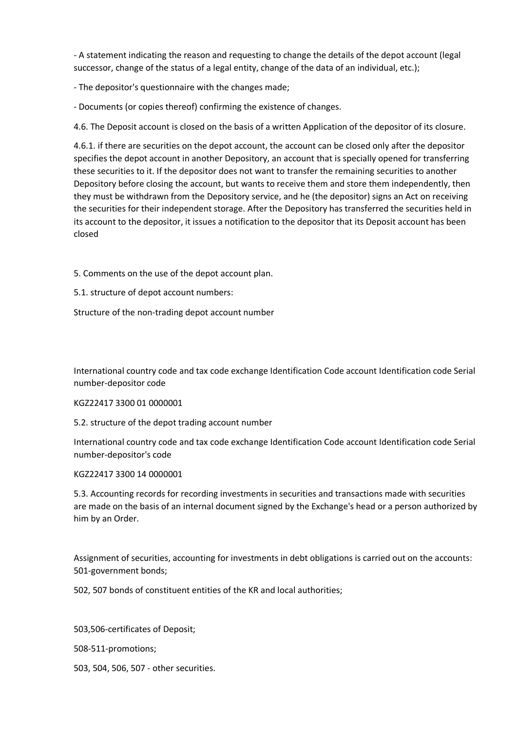- A statement indicating the reason and requesting to change the details of the depot account (legal successor, change of the status of a legal entity, change of the data of an individual, etc.);

- The depositor's questionnaire with the changes made;

- Documents (or copies thereof) confirming the existence of changes.

4.6. The Deposit account is closed on the basis of a written Application of the depositor of its closure.

4.6.1. if there are securities on the depot account, the account can be closed only after the depositor specifies the depot account in another Depository, an account that is specially opened for transferring these securities to it. If the depositor does not want to transfer the remaining securities to another Depository before closing the account, but wants to receive them and store them independently, then they must be withdrawn from the Depository service, and he (the depositor) signs an Act on receiving the securities for their independent storage. After the Depository has transferred the securities held in its account to the depositor, it issues a notification to the depositor that its Deposit account has been closed

5. Comments on the use of the depot account plan.

5.1. structure of depot account numbers:

Structure of the non-trading depot account number

International country code and tax code exchange Identification Code account Identification code Serial number-depositor code

KGZ22417 3300 01 0000001

5.2. structure of the depot trading account number

International country code and tax code exchange Identification Code account Identification code Serial number-depositor's code

KGZ22417 3300 14 0000001

5.3. Accounting records for recording investments in securities and transactions made with securities are made on the basis of an internal document signed by the Exchange's head or a person authorized by him by an Order.

Assignment of securities, accounting for investments in debt obligations is carried out on the accounts: 501-government bonds;

502, 507 bonds of constituent entities of the KR and local authorities;

503,506-certificates of Deposit;

508-511-promotions;

503, 504, 506, 507 - other securities.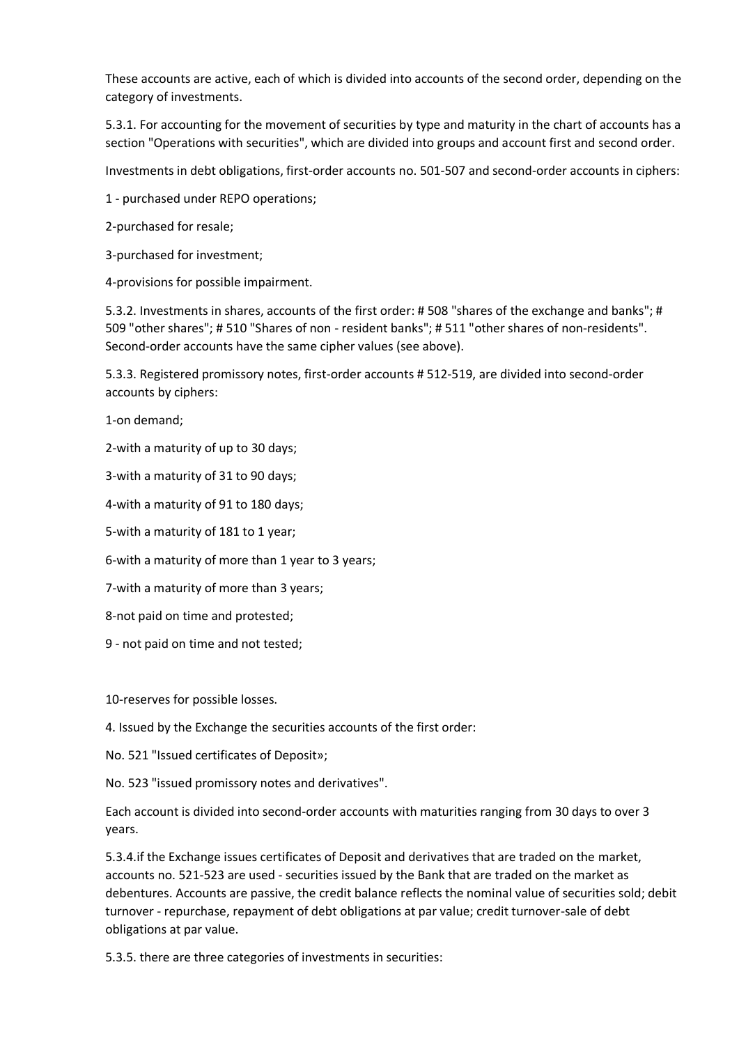These accounts are active, each of which is divided into accounts of the second order, depending on the category of investments.

5.3.1. For accounting for the movement of securities by type and maturity in the chart of accounts has a section "Operations with securities", which are divided into groups and account first and second order.

Investments in debt obligations, first-order accounts no. 501-507 and second-order accounts in ciphers:

1 - purchased under REPO operations;

2-purchased for resale;

3-purchased for investment;

4-provisions for possible impairment.

5.3.2. Investments in shares, accounts of the first order: # 508 "shares of the exchange and banks"; # 509 "other shares"; # 510 "Shares of non - resident banks"; # 511 "other shares of non-residents". Second-order accounts have the same cipher values (see above).

5.3.3. Registered promissory notes, first-order accounts # 512-519, are divided into second-order accounts by ciphers:

1-on demand;

2-with a maturity of up to 30 days;

3-with a maturity of 31 to 90 days;

4-with a maturity of 91 to 180 days;

5-with a maturity of 181 to 1 year;

6-with a maturity of more than 1 year to 3 years;

7-with a maturity of more than 3 years;

8-not paid on time and protested;

9 - not paid on time and not tested;

10-reserves for possible losses.

4. Issued by the Exchange the securities accounts of the first order:

No. 521 "Issued certificates of Deposit»;

No. 523 "issued promissory notes and derivatives".

Each account is divided into second-order accounts with maturities ranging from 30 days to over 3 years.

5.3.4.if the Exchange issues certificates of Deposit and derivatives that are traded on the market, accounts no. 521-523 are used - securities issued by the Bank that are traded on the market as debentures. Accounts are passive, the credit balance reflects the nominal value of securities sold; debit turnover - repurchase, repayment of debt obligations at par value; credit turnover-sale of debt obligations at par value.

5.3.5. there are three categories of investments in securities: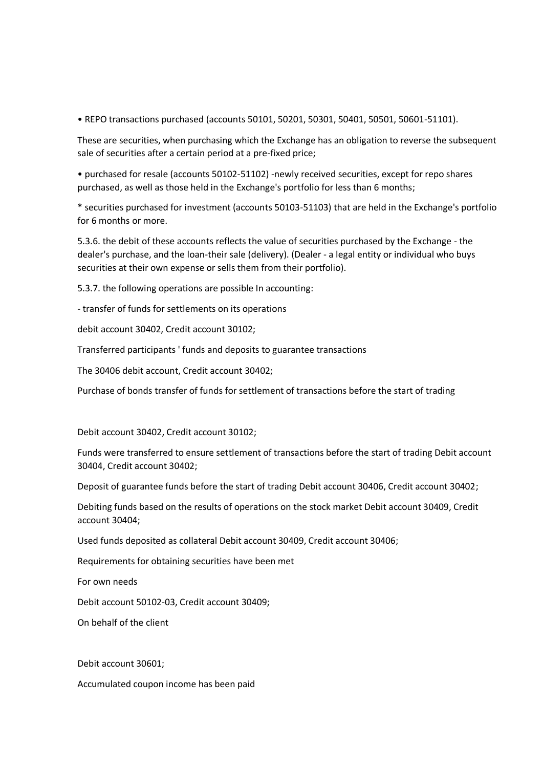• REPO transactions purchased (accounts 50101, 50201, 50301, 50401, 50501, 50601-51101).

These are securities, when purchasing which the Exchange has an obligation to reverse the subsequent sale of securities after a certain period at a pre-fixed price;

• purchased for resale (accounts 50102-51102) -newly received securities, except for repo shares purchased, as well as those held in the Exchange's portfolio for less than 6 months;

* securities purchased for investment (accounts 50103-51103) that are held in the Exchange's portfolio for 6 months or more.

5.3.6. the debit of these accounts reflects the value of securities purchased by the Exchange - the dealer's purchase, and the loan-their sale (delivery). (Dealer - a legal entity or individual who buys securities at their own expense or sells them from their portfolio).

5.3.7. the following operations are possible In accounting:

- transfer of funds for settlements on its operations

debit account 30402, Credit account 30102;

Transferred participants ' funds and deposits to guarantee transactions

The 30406 debit account, Credit account 30402;

Purchase of bonds transfer of funds for settlement of transactions before the start of trading

Debit account 30402, Credit account 30102;

Funds were transferred to ensure settlement of transactions before the start of trading Debit account 30404, Credit account 30402;

Deposit of guarantee funds before the start of trading Debit account 30406, Credit account 30402;

Debiting funds based on the results of operations on the stock market Debit account 30409, Credit account 30404;

Used funds deposited as collateral Debit account 30409, Credit account 30406;

Requirements for obtaining securities have been met

For own needs

Debit account 50102-03, Credit account 30409;

On behalf of the client

Debit account 30601;

Accumulated coupon income has been paid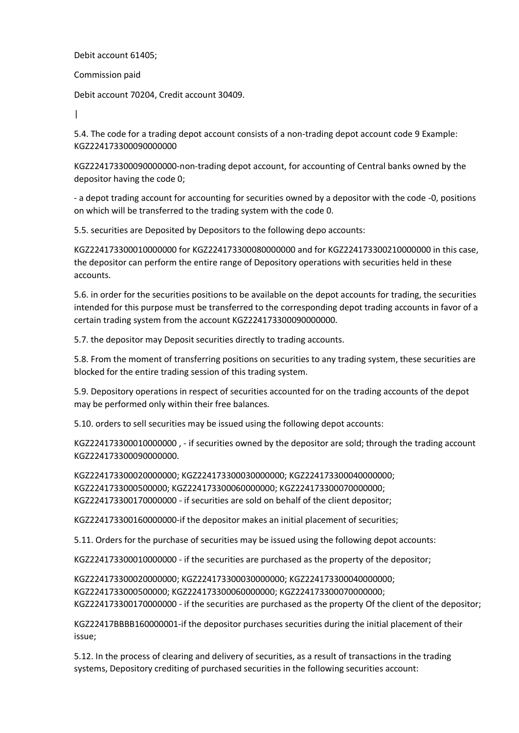Debit account 61405;

Commission paid

Debit account 70204, Credit account 30409.

|

5.4. The code for a trading depot account consists of a non-trading depot account code 9 Example: KGZ224173300090000000

KGZ224173300090000000-non-trading depot account, for accounting of Central banks owned by the depositor having the code 0;

- a depot trading account for accounting for securities owned by a depositor with the code -0, positions on which will be transferred to the trading system with the code 0.

5.5. securities are Deposited by Depositors to the following depo accounts:

KGZ224173300010000000 for KGZ224173300080000000 and for KGZ224173300210000000 in this case, the depositor can perform the entire range of Depository operations with securities held in these accounts.

5.6. in order for the securities positions to be available on the depot accounts for trading, the securities intended for this purpose must be transferred to the corresponding depot trading accounts in favor of a certain trading system from the account KGZ224173300090000000.

5.7. the depositor may Deposit securities directly to trading accounts.

5.8. From the moment of transferring positions on securities to any trading system, these securities are blocked for the entire trading session of this trading system.

5.9. Depository operations in respect of securities accounted for on the trading accounts of the depot may be performed only within their free balances.

5.10. orders to sell securities may be issued using the following depot accounts:

KGZ224173300010000000 , - if securities owned by the depositor are sold; through the trading account KGZ224173300090000000.

KGZ224173300020000000; KGZ224173300030000000; KGZ224173300040000000; KGZ2241733000500000; KGZ224173300060000000; KGZ224173300070000000; KGZ224173300170000000 - if securities are sold on behalf of the client depositor;

KGZ224173300160000000-if the depositor makes an initial placement of securities;

5.11. Orders for the purchase of securities may be issued using the following depot accounts:

KGZ224173300010000000 - if the securities are purchased as the property of the depositor;

KGZ224173300020000000; KGZ224173300030000000; KGZ224173300040000000; KGZ2241733000500000; KGZ224173300060000000; KGZ224173300070000000; KGZ224173300170000000 - if the securities are purchased as the property Of the client of the depositor;

KGZ22417BBBB160000001-if the depositor purchases securities during the initial placement of their issue;

5.12. In the process of clearing and delivery of securities, as a result of transactions in the trading systems, Depository crediting of purchased securities in the following securities account: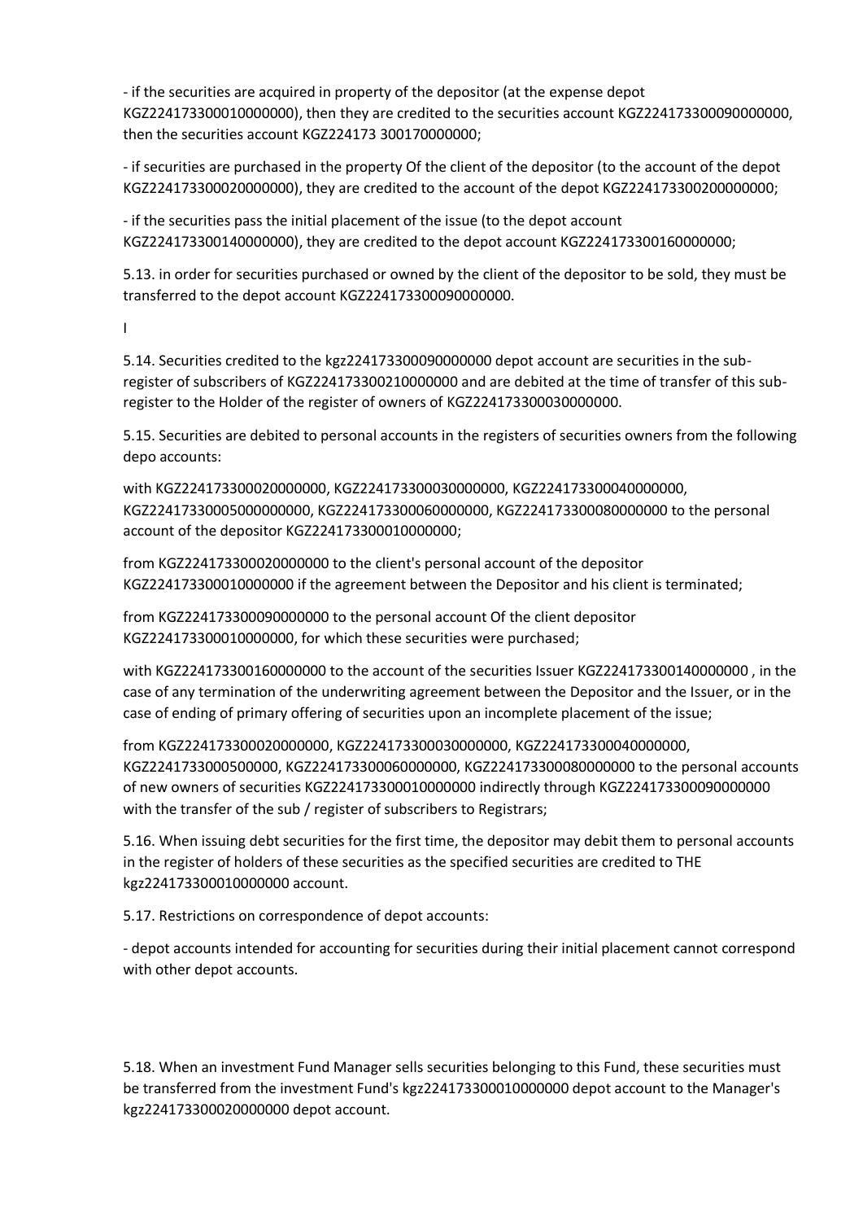- if the securities are acquired in property of the depositor (at the expense depot KGZ224173300010000000), then they are credited to the securities account KGZ224173300090000000, then the securities account KGZ224173 300170000000;

- if securities are purchased in the property Of the client of the depositor (to the account of the depot KGZ224173300020000000), they are credited to the account of the depot KGZ224173300200000000;

- if the securities pass the initial placement of the issue (to the depot account KGZ224173300140000000), they are credited to the depot account KGZ224173300160000000;

5.13. in order for securities purchased or owned by the client of the depositor to be sold, they must be transferred to the depot account KGZ224173300090000000.

I

5.14. Securities credited to the kgz224173300090000000 depot account are securities in the sub-register of subscribers of KGZ224173300210000000 and are debited at the time of transfer of this sub-register to the Holder of the register of owners of KGZ224173300030000000.

5.15. Securities are debited to personal accounts in the registers of securities owners from the following depo accounts:

with KGZ224173300020000000, KGZ224173300030000000, KGZ224173300040000000, KGZ22417330005000000000, KGZ224173300060000000, KGZ224173300080000000 to the personal account of the depositor KGZ224173300010000000;

from KGZ224173300020000000 to the client's personal account of the depositor KGZ224173300010000000 if the agreement between the Depositor and his client is terminated;

from KGZ224173300090000000 to the personal account Of the client depositor KGZ224173300010000000, for which these securities were purchased;

with KGZ224173300160000000 to the account of the securities Issuer KGZ224173300140000000 , in the case of any termination of the underwriting agreement between the Depositor and the Issuer, or in the case of ending of primary offering of securities upon an incomplete placement of the issue;

from KGZ224173300020000000, KGZ224173300030000000, KGZ224173300040000000, KGZ2241733000500000, KGZ224173300060000000, KGZ224173300080000000 to the personal accounts of new owners of securities KGZ224173300010000000 indirectly through KGZ224173300090000000 with the transfer of the sub / register of subscribers to Registrars;

5.16. When issuing debt securities for the first time, the depositor may debit them to personal accounts in the register of holders of these securities as the specified securities are credited to THE kgz224173300010000000 account.

5.17. Restrictions on correspondence of depot accounts:

- depot accounts intended for accounting for securities during their initial placement cannot correspond with other depot accounts.

5.18. When an investment Fund Manager sells securities belonging to this Fund, these securities must be transferred from the investment Fund's kgz224173300010000000 depot account to the Manager's kgz224173300020000000 depot account.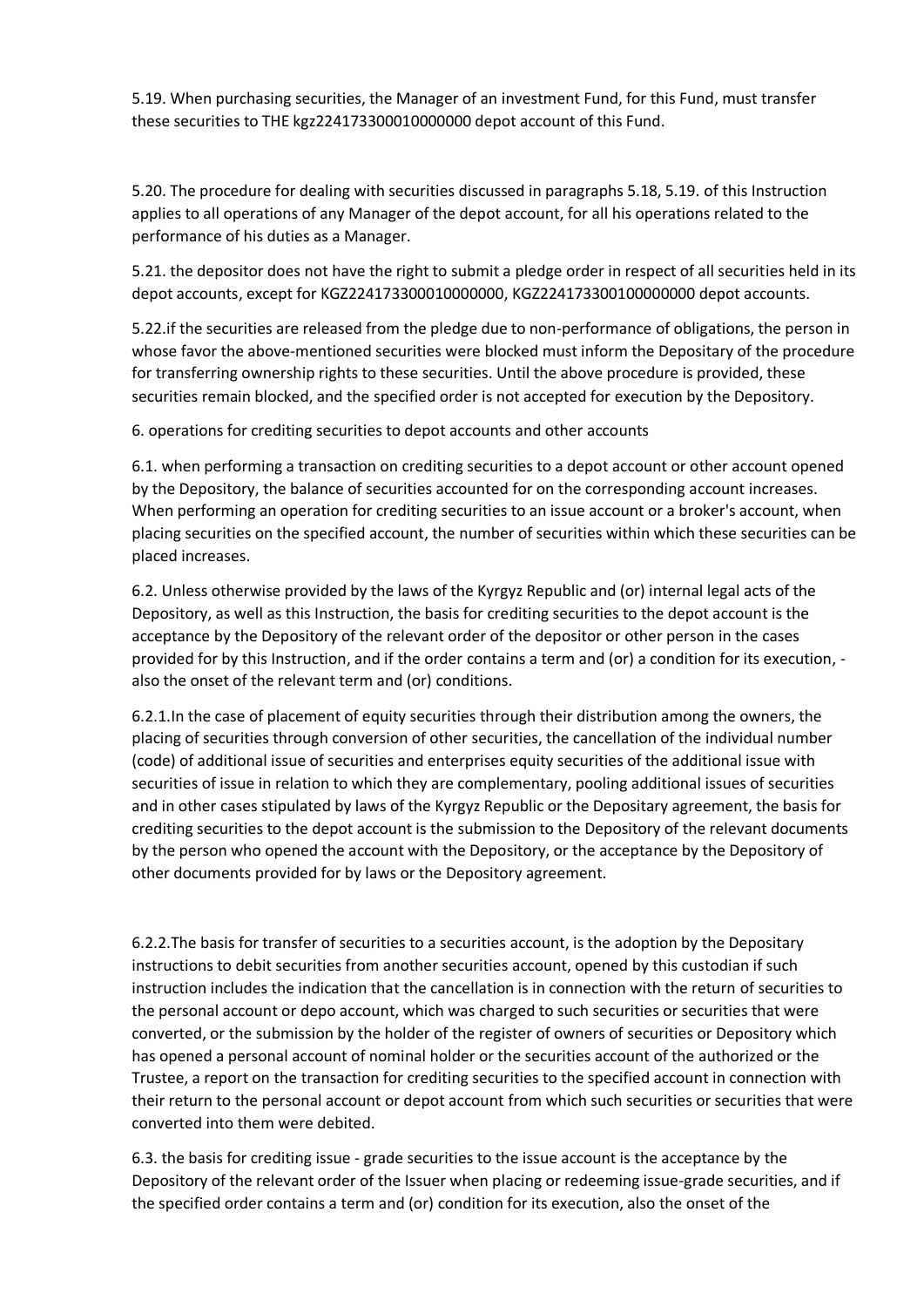5.19. When purchasing securities, the Manager of an investment Fund, for this Fund, must transfer these securities to THE kgz224173300010000000 depot account of this Fund.

5.20. The procedure for dealing with securities discussed in paragraphs 5.18, 5.19. of this Instruction applies to all operations of any Manager of the depot account, for all his operations related to the performance of his duties as a Manager.

5.21. the depositor does not have the right to submit a pledge order in respect of all securities held in its depot accounts, except for KGZ224173300010000000, KGZ224173300100000000 depot accounts.

5.22.if the securities are released from the pledge due to non-performance of obligations, the person in whose favor the above-mentioned securities were blocked must inform the Depositary of the procedure for transferring ownership rights to these securities. Until the above procedure is provided, these securities remain blocked, and the specified order is not accepted for execution by the Depository.

6. operations for crediting securities to depot accounts and other accounts

6.1. when performing a transaction on crediting securities to a depot account or other account opened by the Depository, the balance of securities accounted for on the corresponding account increases. When performing an operation for crediting securities to an issue account or a broker's account, when placing securities on the specified account, the number of securities within which these securities can be placed increases.

6.2. Unless otherwise provided by the laws of the Kyrgyz Republic and (or) internal legal acts of the Depository, as well as this Instruction, the basis for crediting securities to the depot account is the acceptance by the Depository of the relevant order of the depositor or other person in the cases provided for by this Instruction, and if the order contains a term and (or) a condition for its execution, - also the onset of the relevant term and (or) conditions.

6.2.1.In the case of placement of equity securities through their distribution among the owners, the placing of securities through conversion of other securities, the cancellation of the individual number (code) of additional issue of securities and enterprises equity securities of the additional issue with securities of issue in relation to which they are complementary, pooling additional issues of securities and in other cases stipulated by laws of the Kyrgyz Republic or the Depositary agreement, the basis for crediting securities to the depot account is the submission to the Depository of the relevant documents by the person who opened the account with the Depository, or the acceptance by the Depository of other documents provided for by laws or the Depository agreement.

6.2.2.The basis for transfer of securities to a securities account, is the adoption by the Depositary instructions to debit securities from another securities account, opened by this custodian if such instruction includes the indication that the cancellation is in connection with the return of securities to the personal account or depo account, which was charged to such securities or securities that were converted, or the submission by the holder of the register of owners of securities or Depository which has opened a personal account of nominal holder or the securities account of the authorized or the Trustee, a report on the transaction for crediting securities to the specified account in connection with their return to the personal account or depot account from which such securities or securities that were converted into them were debited.

6.3. the basis for crediting issue - grade securities to the issue account is the acceptance by the Depository of the relevant order of the Issuer when placing or redeeming issue-grade securities, and if the specified order contains a term and (or) condition for its execution, also the onset of the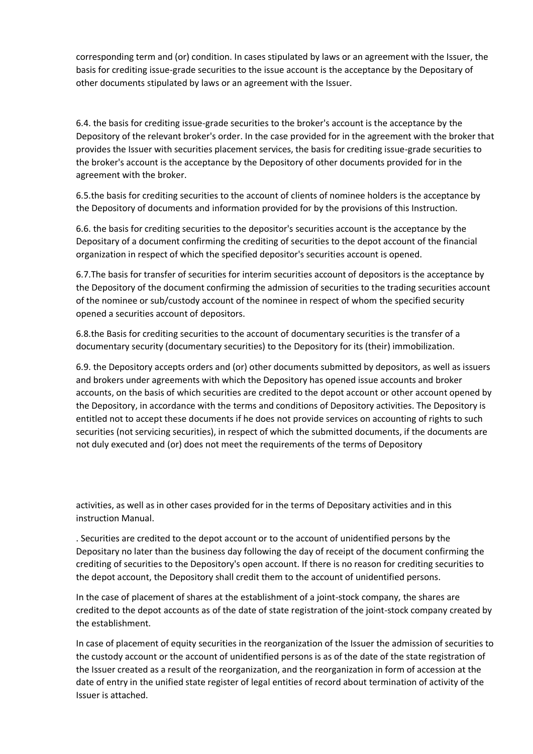corresponding term and (or) condition. In cases stipulated by laws or an agreement with the Issuer, the basis for crediting issue-grade securities to the issue account is the acceptance by the Depositary of other documents stipulated by laws or an agreement with the Issuer.

6.4. the basis for crediting issue-grade securities to the broker's account is the acceptance by the Depository of the relevant broker's order. In the case provided for in the agreement with the broker that provides the Issuer with securities placement services, the basis for crediting issue-grade securities to the broker's account is the acceptance by the Depository of other documents provided for in the agreement with the broker.

6.5.the basis for crediting securities to the account of clients of nominee holders is the acceptance by the Depository of documents and information provided for by the provisions of this Instruction.

6.6. the basis for crediting securities to the depositor's securities account is the acceptance by the Depositary of a document confirming the crediting of securities to the depot account of the financial organization in respect of which the specified depositor's securities account is opened.

6.7.The basis for transfer of securities for interim securities account of depositors is the acceptance by the Depository of the document confirming the admission of securities to the trading securities account of the nominee or sub/custody account of the nominee in respect of whom the specified security opened a securities account of depositors.

6.8.the Basis for crediting securities to the account of documentary securities is the transfer of a documentary security (documentary securities) to the Depository for its (their) immobilization.

6.9. the Depository accepts orders and (or) other documents submitted by depositors, as well as issuers and brokers under agreements with which the Depository has opened issue accounts and broker accounts, on the basis of which securities are credited to the depot account or other account opened by the Depository, in accordance with the terms and conditions of Depository activities. The Depository is entitled not to accept these documents if he does not provide services on accounting of rights to such securities (not servicing securities), in respect of which the submitted documents, if the documents are not duly executed and (or) does not meet the requirements of the terms of Depository activities, as well as in other cases provided for in the terms of Depositary activities and in this instruction Manual.

. Securities are credited to the depot account or to the account of unidentified persons by the Depositary no later than the business day following the day of receipt of the document confirming the crediting of securities to the Depository's open account. If there is no reason for crediting securities to the depot account, the Depository shall credit them to the account of unidentified persons.

In the case of placement of shares at the establishment of a joint-stock company, the shares are credited to the depot accounts as of the date of state registration of the joint-stock company created by the establishment.

In case of placement of equity securities in the reorganization of the Issuer the admission of securities to the custody account or the account of unidentified persons is as of the date of the state registration of the Issuer created as a result of the reorganization, and the reorganization in form of accession at the date of entry in the unified state register of legal entities of record about termination of activity of the Issuer is attached.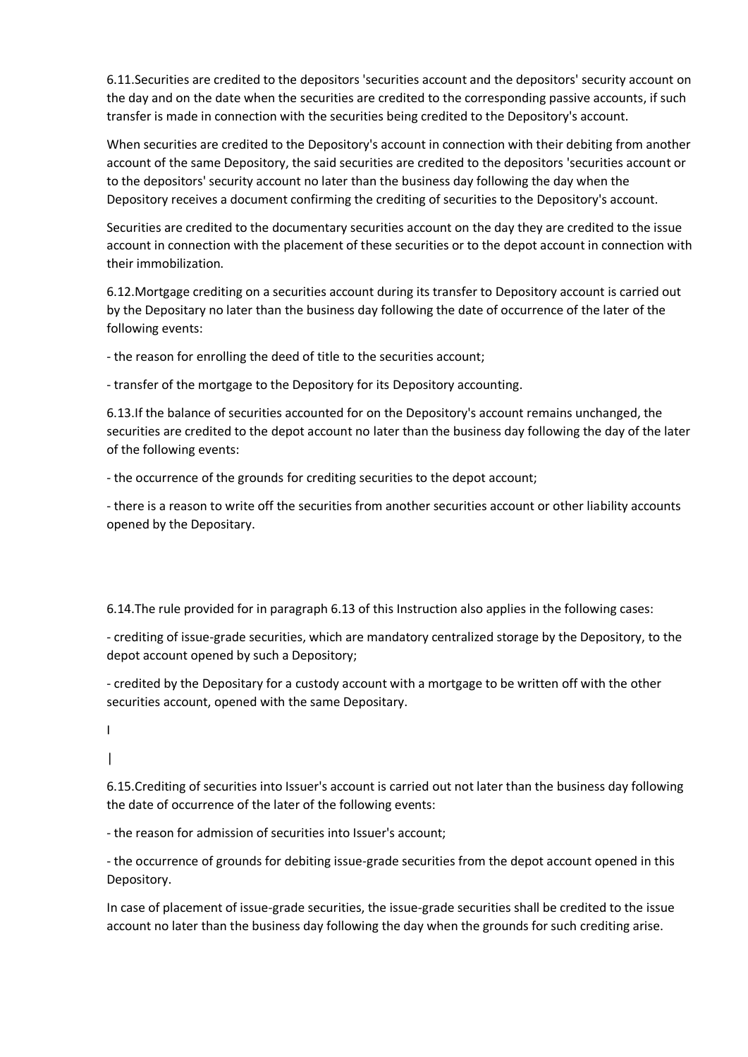6.11.Securities are credited to the depositors 'securities account and the depositors' security account on the day and on the date when the securities are credited to the corresponding passive accounts, if such transfer is made in connection with the securities being credited to the Depository's account.

When securities are credited to the Depository's account in connection with their debiting from another account of the same Depository, the said securities are credited to the depositors 'securities account or to the depositors' security account no later than the business day following the day when the Depository receives a document confirming the crediting of securities to the Depository's account.

Securities are credited to the documentary securities account on the day they are credited to the issue account in connection with the placement of these securities or to the depot account in connection with their immobilization.

6.12.Mortgage crediting on a securities account during its transfer to Depository account is carried out by the Depositary no later than the business day following the date of occurrence of the later of the following events:

- the reason for enrolling the deed of title to the securities account;

- transfer of the mortgage to the Depository for its Depository accounting.

6.13.If the balance of securities accounted for on the Depository's account remains unchanged, the securities are credited to the depot account no later than the business day following the day of the later of the following events:

- the occurrence of the grounds for crediting securities to the depot account;

- there is a reason to write off the securities from another securities account or other liability accounts opened by the Depositary.

6.14.The rule provided for in paragraph 6.13 of this Instruction also applies in the following cases:

- crediting of issue-grade securities, which are mandatory centralized storage by the Depository, to the depot account opened by such a Depository;

- credited by the Depositary for a custody account with a mortgage to be written off with the other securities account, opened with the same Depositary.

6.15.Crediting of securities into Issuer's account is carried out not later than the business day following the date of occurrence of the later of the following events:

- the reason for admission of securities into Issuer's account;

- the occurrence of grounds for debiting issue-grade securities from the depot account opened in this Depository.

In case of placement of issue-grade securities, the issue-grade securities shall be credited to the issue account no later than the business day following the day when the grounds for such crediting arise.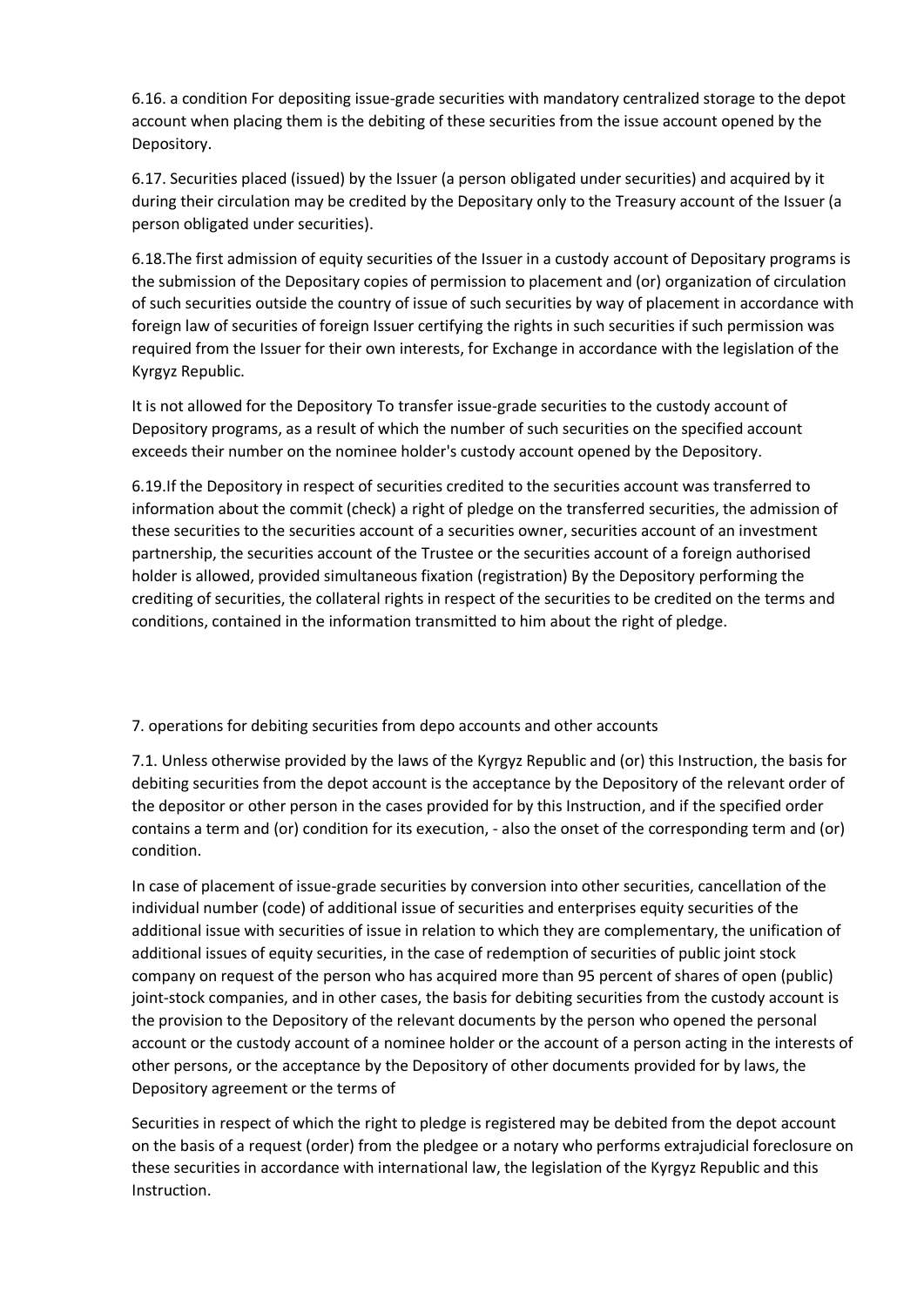6.16. a condition For depositing issue-grade securities with mandatory centralized storage to the depot account when placing them is the debiting of these securities from the issue account opened by the Depository.

6.17. Securities placed (issued) by the Issuer (a person obligated under securities) and acquired by it during their circulation may be credited by the Depositary only to the Treasury account of the Issuer (a person obligated under securities).

6.18.The first admission of equity securities of the Issuer in a custody account of Depositary programs is the submission of the Depositary copies of permission to placement and (or) organization of circulation of such securities outside the country of issue of such securities by way of placement in accordance with foreign law of securities of foreign Issuer certifying the rights in such securities if such permission was required from the Issuer for their own interests, for Exchange in accordance with the legislation of the Kyrgyz Republic.

It is not allowed for the Depository To transfer issue-grade securities to the custody account of Depository programs, as a result of which the number of such securities on the specified account exceeds their number on the nominee holder's custody account opened by the Depository.

6.19.If the Depository in respect of securities credited to the securities account was transferred to information about the commit (check) a right of pledge on the transferred securities, the admission of these securities to the securities account of a securities owner, securities account of an investment partnership, the securities account of the Trustee or the securities account of a foreign authorised holder is allowed, provided simultaneous fixation (registration) By the Depository performing the crediting of securities, the collateral rights in respect of the securities to be credited on the terms and conditions, contained in the information transmitted to him about the right of pledge.

## 7. operations for debiting securities from depo accounts and other accounts

7.1. Unless otherwise provided by the laws of the Kyrgyz Republic and (or) this Instruction, the basis for debiting securities from the depot account is the acceptance by the Depository of the relevant order of the depositor or other person in the cases provided for by this Instruction, and if the specified order contains a term and (or) condition for its execution, - also the onset of the corresponding term and (or) condition.

In case of placement of issue-grade securities by conversion into other securities, cancellation of the individual number (code) of additional issue of securities and enterprises equity securities of the additional issue with securities of issue in relation to which they are complementary, the unification of additional issues of equity securities, in the case of redemption of securities of public joint stock company on request of the person who has acquired more than 95 percent of shares of open (public) joint-stock companies, and in other cases, the basis for debiting securities from the custody account is the provision to the Depository of the relevant documents by the person who opened the personal account or the custody account of a nominee holder or the account of a person acting in the interests of other persons, or the acceptance by the Depository of other documents provided for by laws, the Depository agreement or the terms of

Securities in respect of which the right to pledge is registered may be debited from the depot account on the basis of a request (order) from the pledgee or a notary who performs extrajudicial foreclosure on these securities in accordance with international law, the legislation of the Kyrgyz Republic and this Instruction.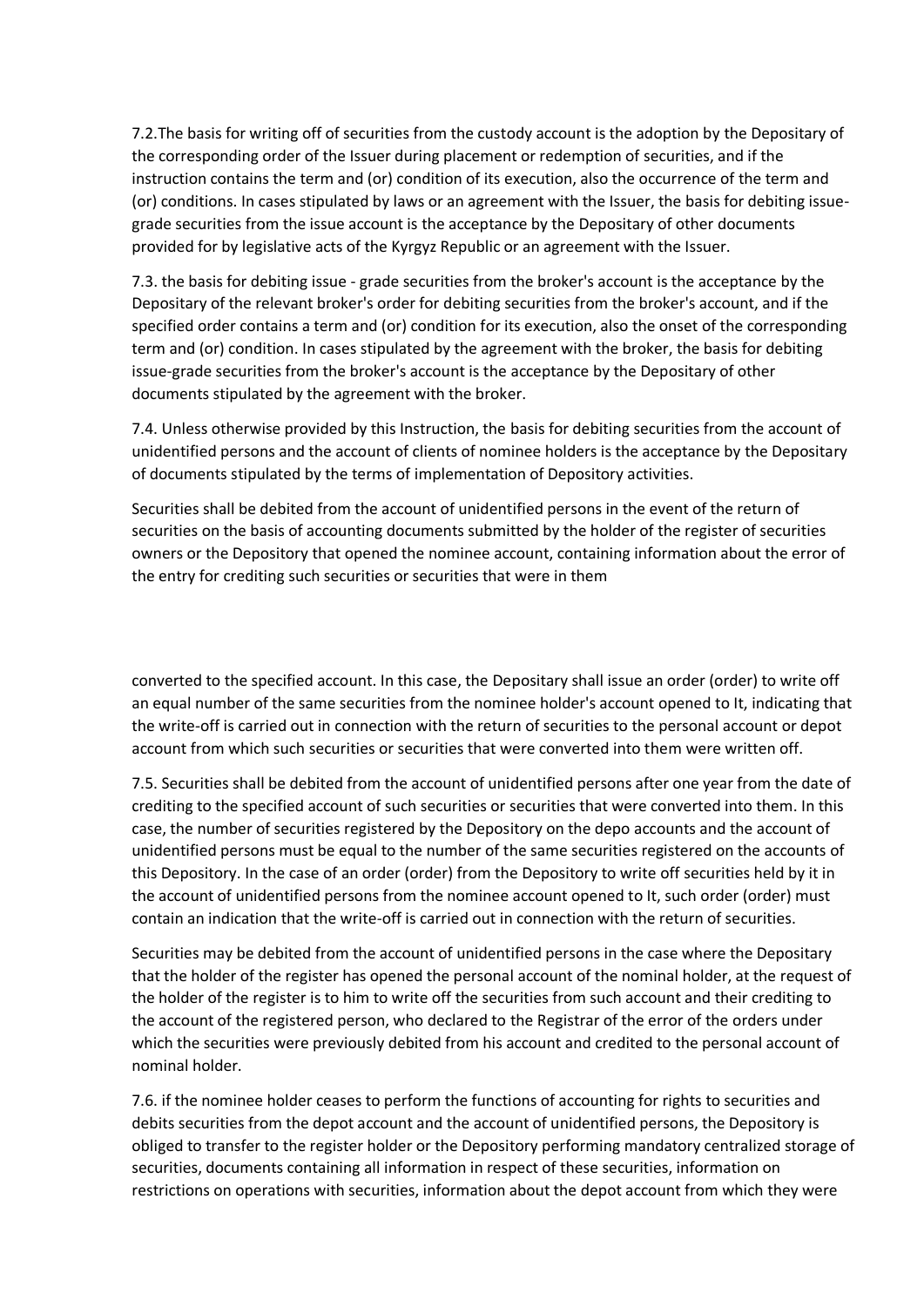7.2.The basis for writing off of securities from the custody account is the adoption by the Depositary of the corresponding order of the Issuer during placement or redemption of securities, and if the instruction contains the term and (or) condition of its execution, also the occurrence of the term and (or) conditions. In cases stipulated by laws or an agreement with the Issuer, the basis for debiting issue-grade securities from the issue account is the acceptance by the Depositary of other documents provided for by legislative acts of the Kyrgyz Republic or an agreement with the Issuer.

7.3. the basis for debiting issue - grade securities from the broker's account is the acceptance by the Depositary of the relevant broker's order for debiting securities from the broker's account, and if the specified order contains a term and (or) condition for its execution, also the onset of the corresponding term and (or) condition. In cases stipulated by the agreement with the broker, the basis for debiting issue-grade securities from the broker's account is the acceptance by the Depositary of other documents stipulated by the agreement with the broker.

7.4. Unless otherwise provided by this Instruction, the basis for debiting securities from the account of unidentified persons and the account of clients of nominee holders is the acceptance by the Depositary of documents stipulated by the terms of implementation of Depository activities.

Securities shall be debited from the account of unidentified persons in the event of the return of securities on the basis of accounting documents submitted by the holder of the register of securities owners or the Depository that opened the nominee account, containing information about the error of the entry for crediting such securities or securities that were in them converted to the specified account. In this case, the Depositary shall issue an order (order) to write off an equal number of the same securities from the nominee holder's account opened to It, indicating that the write-off is carried out in connection with the return of securities to the personal account or depot account from which such securities or securities that were converted into them were written off.

7.5. Securities shall be debited from the account of unidentified persons after one year from the date of crediting to the specified account of such securities or securities that were converted into them. In this case, the number of securities registered by the Depository on the depo accounts and the account of unidentified persons must be equal to the number of the same securities registered on the accounts of this Depository. In the case of an order (order) from the Depository to write off securities held by it in the account of unidentified persons from the nominee account opened to It, such order (order) must contain an indication that the write-off is carried out in connection with the return of securities.

Securities may be debited from the account of unidentified persons in the case where the Depositary that the holder of the register has opened the personal account of the nominal holder, at the request of the holder of the register is to him to write off the securities from such account and their crediting to the account of the registered person, who declared to the Registrar of the error of the orders under which the securities were previously debited from his account and credited to the personal account of nominal holder.

7.6. if the nominee holder ceases to perform the functions of accounting for rights to securities and debits securities from the depot account and the account of unidentified persons, the Depository is obliged to transfer to the register holder or the Depository performing mandatory centralized storage of securities, documents containing all information in respect of these securities, information on restrictions on operations with securities, information about the depot account from which they were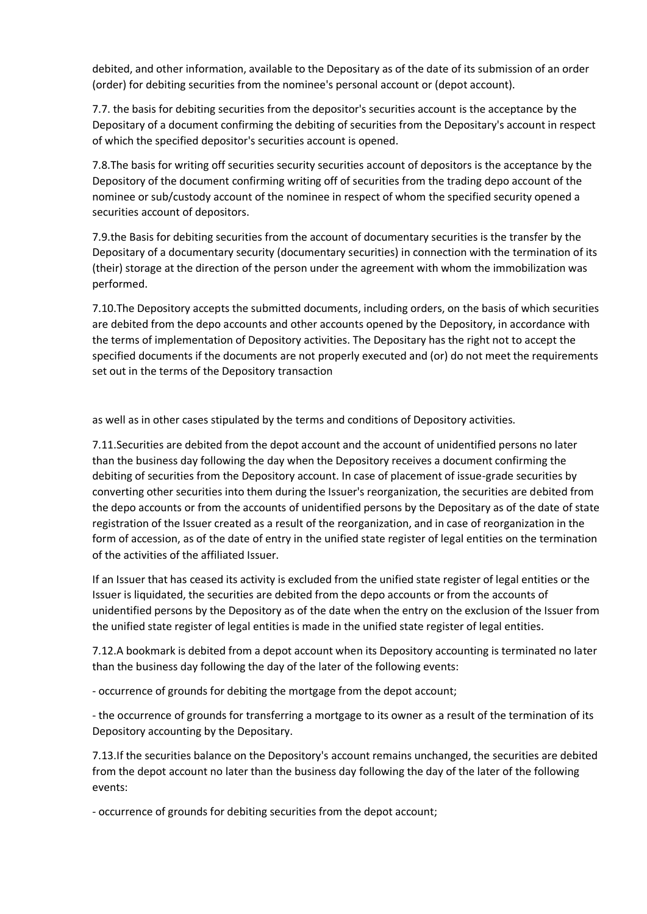debited, and other information, available to the Depositary as of the date of its submission of an order (order) for debiting securities from the nominee's personal account or (depot account).

7.7. the basis for debiting securities from the depositor's securities account is the acceptance by the Depositary of a document confirming the debiting of securities from the Depositary's account in respect of which the specified depositor's securities account is opened.

7.8.The basis for writing off securities security securities account of depositors is the acceptance by the Depository of the document confirming writing off of securities from the trading depo account of the nominee or sub/custody account of the nominee in respect of whom the specified security opened a securities account of depositors.

7.9.the Basis for debiting securities from the account of documentary securities is the transfer by the Depositary of a documentary security (documentary securities) in connection with the termination of its (their) storage at the direction of the person under the agreement with whom the immobilization was performed.

7.10.The Depository accepts the submitted documents, including orders, on the basis of which securities are debited from the depo accounts and other accounts opened by the Depository, in accordance with the terms of implementation of Depository activities. The Depositary has the right not to accept the specified documents if the documents are not properly executed and (or) do not meet the requirements set out in the terms of the Depository transaction

as well as in other cases stipulated by the terms and conditions of Depository activities.

7.11.Securities are debited from the depot account and the account of unidentified persons no later than the business day following the day when the Depository receives a document confirming the debiting of securities from the Depository account. In case of placement of issue-grade securities by converting other securities into them during the Issuer's reorganization, the securities are debited from the depo accounts or from the accounts of unidentified persons by the Depositary as of the date of state registration of the Issuer created as a result of the reorganization, and in case of reorganization in the form of accession, as of the date of entry in the unified state register of legal entities on the termination of the activities of the affiliated Issuer.

If an Issuer that has ceased its activity is excluded from the unified state register of legal entities or the Issuer is liquidated, the securities are debited from the depo accounts or from the accounts of unidentified persons by the Depository as of the date when the entry on the exclusion of the Issuer from the unified state register of legal entities is made in the unified state register of legal entities.

7.12.A bookmark is debited from a depot account when its Depository accounting is terminated no later than the business day following the day of the later of the following events:

- occurrence of grounds for debiting the mortgage from the depot account;

- the occurrence of grounds for transferring a mortgage to its owner as a result of the termination of its Depository accounting by the Depositary.

7.13.If the securities balance on the Depository's account remains unchanged, the securities are debited from the depot account no later than the business day following the day of the later of the following events:

- occurrence of grounds for debiting securities from the depot account;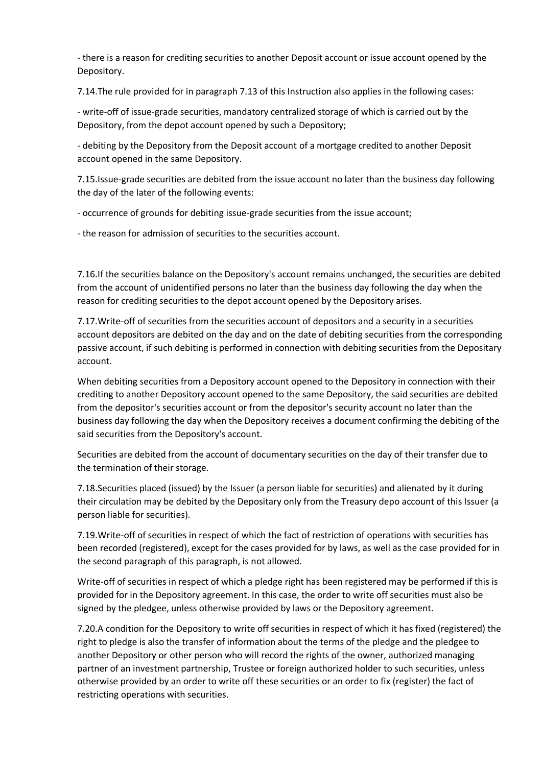- there is a reason for crediting securities to another Deposit account or issue account opened by the Depository.

7.14.The rule provided for in paragraph 7.13 of this Instruction also applies in the following cases:

- write-off of issue-grade securities, mandatory centralized storage of which is carried out by the Depository, from the depot account opened by such a Depository;

- debiting by the Depository from the Deposit account of a mortgage credited to another Deposit account opened in the same Depository.

7.15.Issue-grade securities are debited from the issue account no later than the business day following the day of the later of the following events:

- occurrence of grounds for debiting issue-grade securities from the issue account;

- the reason for admission of securities to the securities account.

7.16.If the securities balance on the Depository's account remains unchanged, the securities are debited from the account of unidentified persons no later than the business day following the day when the reason for crediting securities to the depot account opened by the Depository arises.

7.17.Write-off of securities from the securities account of depositors and a security in a securities account depositors are debited on the day and on the date of debiting securities from the corresponding passive account, if such debiting is performed in connection with debiting securities from the Depositary account.

When debiting securities from a Depository account opened to the Depository in connection with their crediting to another Depository account opened to the same Depository, the said securities are debited from the depositor's securities account or from the depositor's security account no later than the business day following the day when the Depository receives a document confirming the debiting of the said securities from the Depository's account.

Securities are debited from the account of documentary securities on the day of their transfer due to the termination of their storage.

7.18.Securities placed (issued) by the Issuer (a person liable for securities) and alienated by it during their circulation may be debited by the Depositary only from the Treasury depo account of this Issuer (a person liable for securities).

7.19.Write-off of securities in respect of which the fact of restriction of operations with securities has been recorded (registered), except for the cases provided for by laws, as well as the case provided for in the second paragraph of this paragraph, is not allowed.

Write-off of securities in respect of which a pledge right has been registered may be performed if this is provided for in the Depository agreement. In this case, the order to write off securities must also be signed by the pledgee, unless otherwise provided by laws or the Depository agreement.

7.20.A condition for the Depository to write off securities in respect of which it has fixed (registered) the right to pledge is also the transfer of information about the terms of the pledge and the pledgee to another Depository or other person who will record the rights of the owner, authorized managing partner of an investment partnership, Trustee or foreign authorized holder to such securities, unless otherwise provided by an order to write off these securities or an order to fix (register) the fact of restricting operations with securities.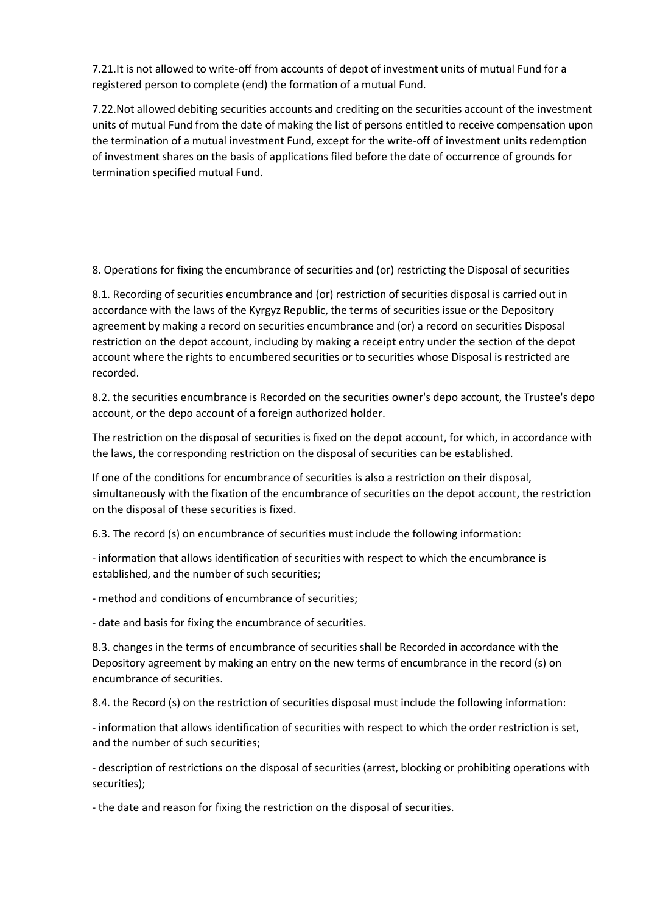7.21.It is not allowed to write-off from accounts of depot of investment units of mutual Fund for a registered person to complete (end) the formation of a mutual Fund.

7.22.Not allowed debiting securities accounts and crediting on the securities account of the investment units of mutual Fund from the date of making the list of persons entitled to receive compensation upon the termination of a mutual investment Fund, except for the write-off of investment units redemption of investment shares on the basis of applications filed before the date of occurrence of grounds for termination specified mutual Fund.

## 8. Operations for fixing the encumbrance of securities and (or) restricting the Disposal of securities

8.1. Recording of securities encumbrance and (or) restriction of securities disposal is carried out in accordance with the laws of the Kyrgyz Republic, the terms of securities issue or the Depository agreement by making a record on securities encumbrance and (or) a record on securities Disposal restriction on the depot account, including by making a receipt entry under the section of the depot account where the rights to encumbered securities or to securities whose Disposal is restricted are recorded.

8.2. the securities encumbrance is Recorded on the securities owner's depo account, the Trustee's depo account, or the depo account of a foreign authorized holder.

The restriction on the disposal of securities is fixed on the depot account, for which, in accordance with the laws, the corresponding restriction on the disposal of securities can be established.

If one of the conditions for encumbrance of securities is also a restriction on their disposal, simultaneously with the fixation of the encumbrance of securities on the depot account, the restriction on the disposal of these securities is fixed.

6.3. The record (s) on encumbrance of securities must include the following information:

- information that allows identification of securities with respect to which the encumbrance is established, and the number of such securities;
- method and conditions of encumbrance of securities;
- date and basis for fixing the encumbrance of securities.

8.3. changes in the terms of encumbrance of securities shall be Recorded in accordance with the Depository agreement by making an entry on the new terms of encumbrance in the record (s) on encumbrance of securities.

8.4. the Record (s) on the restriction of securities disposal must include the following information:

- information that allows identification of securities with respect to which the order restriction is set, and the number of such securities;
- description of restrictions on the disposal of securities (arrest, blocking or prohibiting operations with securities);
- the date and reason for fixing the restriction on the disposal of securities.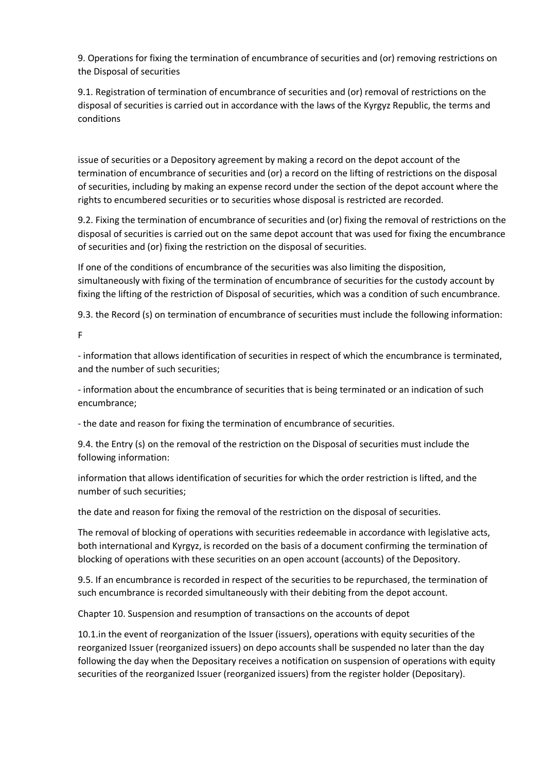9. Operations for fixing the termination of encumbrance of securities and (or) removing restrictions on the Disposal of securities

9.1. Registration of termination of encumbrance of securities and (or) removal of restrictions on the disposal of securities is carried out in accordance with the laws of the Kyrgyz Republic, the terms and conditions

issue of securities or a Depository agreement by making a record on the depot account of the termination of encumbrance of securities and (or) a record on the lifting of restrictions on the disposal of securities, including by making an expense record under the section of the depot account where the rights to encumbered securities or to securities whose disposal is restricted are recorded.

9.2. Fixing the termination of encumbrance of securities and (or) fixing the removal of restrictions on the disposal of securities is carried out on the same depot account that was used for fixing the encumbrance of securities and (or) fixing the restriction on the disposal of securities.

If one of the conditions of encumbrance of the securities was also limiting the disposition, simultaneously with fixing of the termination of encumbrance of securities for the custody account by fixing the lifting of the restriction of Disposal of securities, which was a condition of such encumbrance.

9.3. the Record (s) on termination of encumbrance of securities must include the following information:

F

- information that allows identification of securities in respect of which the encumbrance is terminated, and the number of such securities;
- information about the encumbrance of securities that is being terminated or an indication of such encumbrance;
- the date and reason for fixing the termination of encumbrance of securities.

9.4. the Entry (s) on the removal of the restriction on the Disposal of securities must include the following information:

information that allows identification of securities for which the order restriction is lifted, and the number of such securities;

the date and reason for fixing the removal of the restriction on the disposal of securities.

The removal of blocking of operations with securities redeemable in accordance with legislative acts, both international and Kyrgyz, is recorded on the basis of a document confirming the termination of blocking of operations with these securities on an open account (accounts) of the Depository.

9.5. If an encumbrance is recorded in respect of the securities to be repurchased, the termination of such encumbrance is recorded simultaneously with their debiting from the depot account.

Chapter 10. Suspension and resumption of transactions on the accounts of depot

10.1.in the event of reorganization of the Issuer (issuers), operations with equity securities of the reorganized Issuer (reorganized issuers) on depo accounts shall be suspended no later than the day following the day when the Depositary receives a notification on suspension of operations with equity securities of the reorganized Issuer (reorganized issuers) from the register holder (Depositary).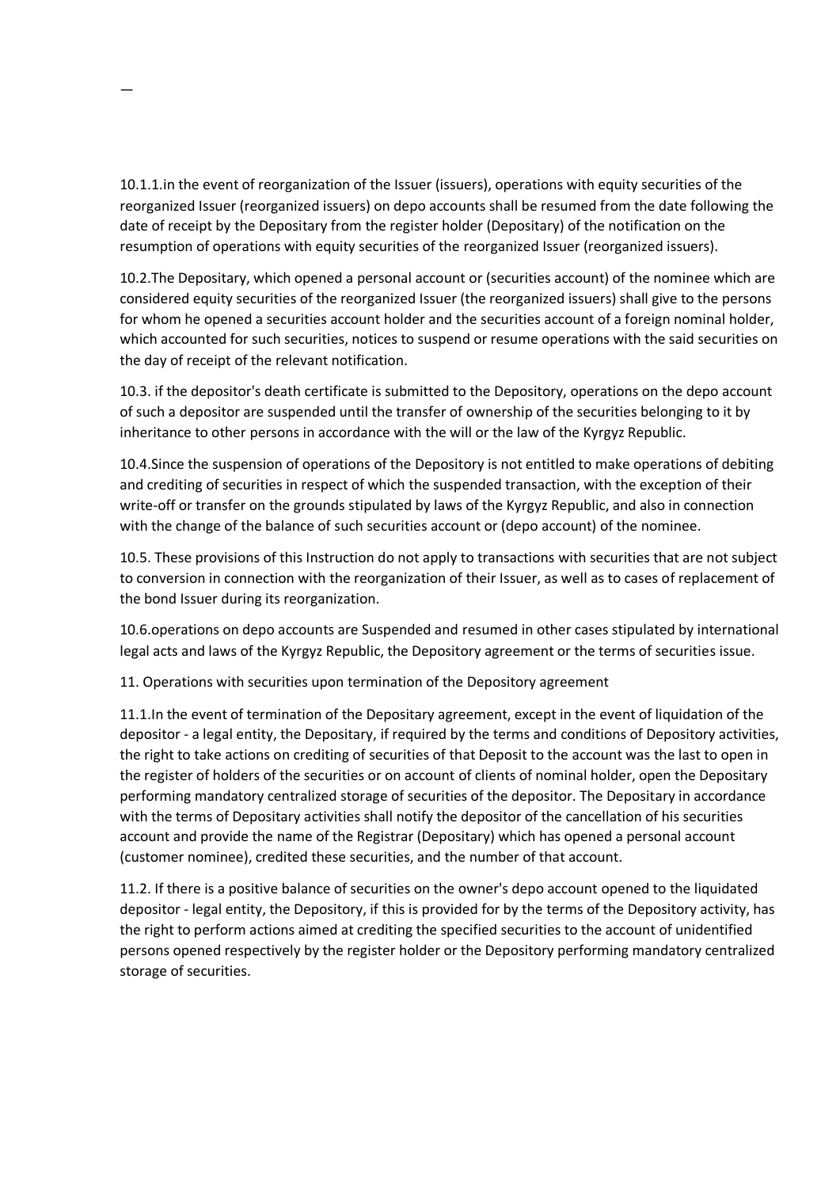10.1.1.in the event of reorganization of the Issuer (issuers), operations with equity securities of the reorganized Issuer (reorganized issuers) on depo accounts shall be resumed from the date following the date of receipt by the Depositary from the register holder (Depositary) of the notification on the resumption of operations with equity securities of the reorganized Issuer (reorganized issuers).

10.2.The Depositary, which opened a personal account or (securities account) of the nominee which are considered equity securities of the reorganized Issuer (the reorganized issuers) shall give to the persons for whom he opened a securities account holder and the securities account of a foreign nominal holder, which accounted for such securities, notices to suspend or resume operations with the said securities on the day of receipt of the relevant notification.

10.3. if the depositor's death certificate is submitted to the Depository, operations on the depo account of such a depositor are suspended until the transfer of ownership of the securities belonging to it by inheritance to other persons in accordance with the will or the law of the Kyrgyz Republic.

10.4.Since the suspension of operations of the Depository is not entitled to make operations of debiting and crediting of securities in respect of which the suspended transaction, with the exception of their write-off or transfer on the grounds stipulated by laws of the Kyrgyz Republic, and also in connection with the change of the balance of such securities account or (depo account) of the nominee.

10.5. These provisions of this Instruction do not apply to transactions with securities that are not subject to conversion in connection with the reorganization of their Issuer, as well as to cases of replacement of the bond Issuer during its reorganization.

10.6.operations on depo accounts are Suspended and resumed in other cases stipulated by international legal acts and laws of the Kyrgyz Republic, the Depository agreement or the terms of securities issue.

## 11. Operations with securities upon termination of the Depository agreement

11.1.In the event of termination of the Depositary agreement, except in the event of liquidation of the depositor - a legal entity, the Depositary, if required by the terms and conditions of Depository activities, the right to take actions on crediting of securities of that Deposit to the account was the last to open in the register of holders of the securities or on account of clients of nominal holder, open the Depositary performing mandatory centralized storage of securities of the depositor. The Depositary in accordance with the terms of Depositary activities shall notify the depositor of the cancellation of his securities account and provide the name of the Registrar (Depositary) which has opened a personal account (customer nominee), credited these securities, and the number of that account.

11.2. If there is a positive balance of securities on the owner's depo account opened to the liquidated depositor - legal entity, the Depository, if this is provided for by the terms of the Depository activity, has the right to perform actions aimed at crediting the specified securities to the account of unidentified persons opened respectively by the register holder or the Depository performing mandatory centralized storage of securities.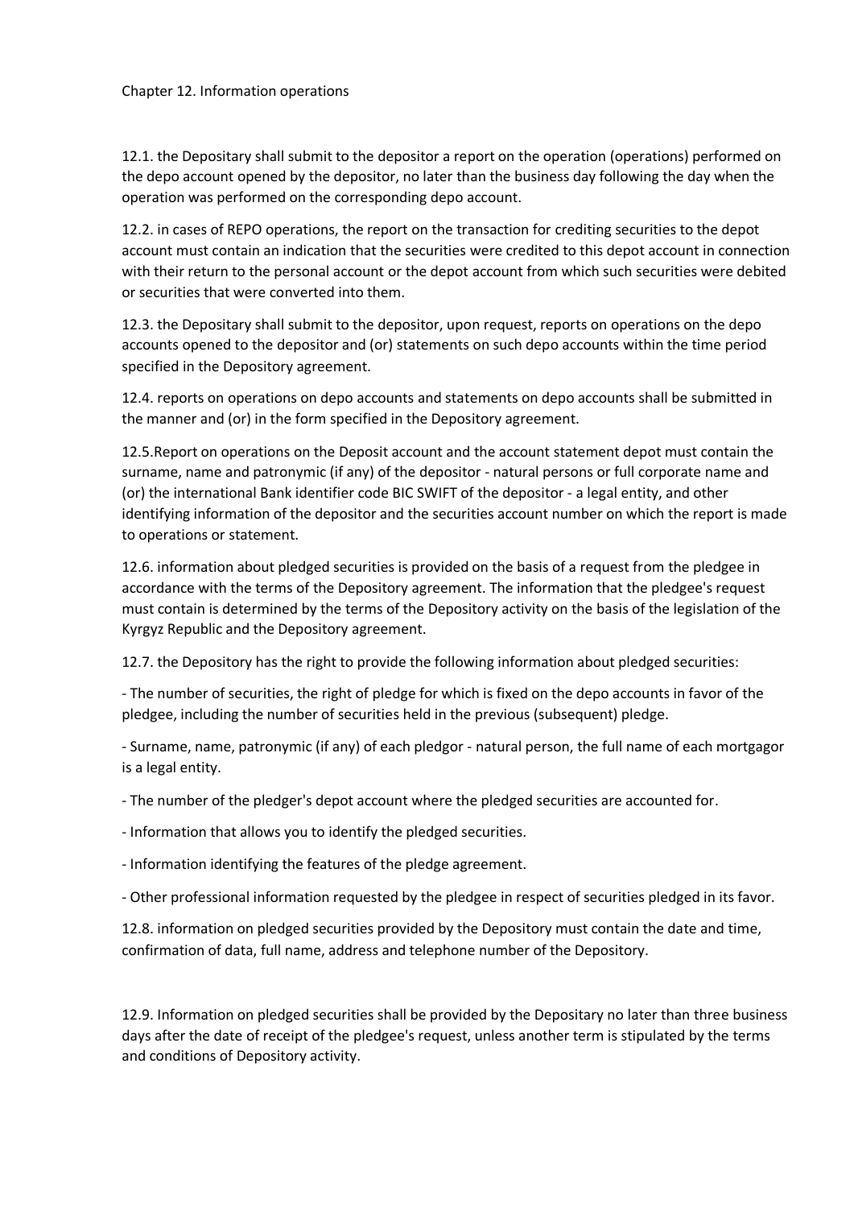# Chapter 12. Information operations

12.1. the Depositary shall submit to the depositor a report on the operation (operations) performed on the depo account opened by the depositor, no later than the business day following the day when the operation was performed on the corresponding depo account.

12.2. in cases of REPO operations, the report on the transaction for crediting securities to the depot account must contain an indication that the securities were credited to this depot account in connection with their return to the personal account or the depot account from which such securities were debited or securities that were converted into them.

12.3. the Depositary shall submit to the depositor, upon request, reports on operations on the depo accounts opened to the depositor and (or) statements on such depo accounts within the time period specified in the Depository agreement.

12.4. reports on operations on depo accounts and statements on depo accounts shall be submitted in the manner and (or) in the form specified in the Depository agreement.

12.5.Report on operations on the Deposit account and the account statement depot must contain the surname, name and patronymic (if any) of the depositor - natural persons or full corporate name and (or) the international Bank identifier code BIC SWIFT of the depositor - a legal entity, and other identifying information of the depositor and the securities account number on which the report is made to operations or statement.

12.6. information about pledged securities is provided on the basis of a request from the pledgee in accordance with the terms of the Depository agreement. The information that the pledgee's request must contain is determined by the terms of the Depository activity on the basis of the legislation of the Kyrgyz Republic and the Depository agreement.

12.7. the Depository has the right to provide the following information about pledged securities:

- The number of securities, the right of pledge for which is fixed on the depo accounts in favor of the pledgee, including the number of securities held in the previous (subsequent) pledge.
- Surname, name, patronymic (if any) of each pledgor - natural person, the full name of each mortgagor is a legal entity.
- The number of the pledger's depot account where the pledged securities are accounted for.
- Information that allows you to identify the pledged securities.
- Information identifying the features of the pledge agreement.
- Other professional information requested by the pledgee in respect of securities pledged in its favor.

12.8. information on pledged securities provided by the Depository must contain the date and time, confirmation of data, full name, address and telephone number of the Depository.

12.9. Information on pledged securities shall be provided by the Depositary no later than three business days after the date of receipt of the pledgee's request, unless another term is stipulated by the terms and conditions of Depository activity.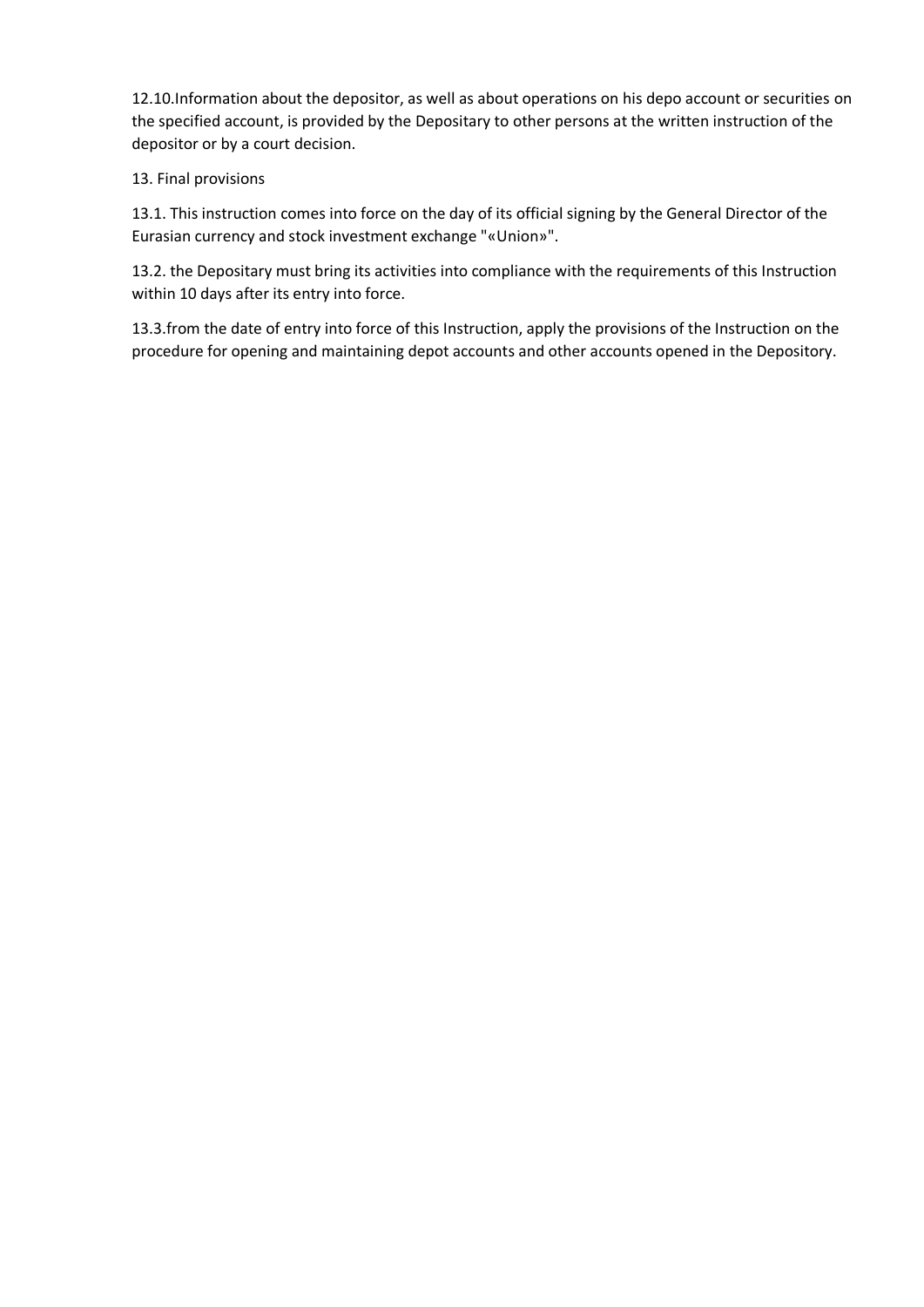12.10.Information about the depositor, as well as about operations on his depo account or securities on the specified account, is provided by the Depositary to other persons at the written instruction of the depositor or by a court decision.

## 13. Final provisions

13.1. This instruction comes into force on the day of its official signing by the General Director of the Eurasian currency and stock investment exchange "«Union»".

13.2. the Depositary must bring its activities into compliance with the requirements of this Instruction within 10 days after its entry into force.

13.3.from the date of entry into force of this Instruction, apply the provisions of the Instruction on the procedure for opening and maintaining depot accounts and other accounts opened in the Depository.